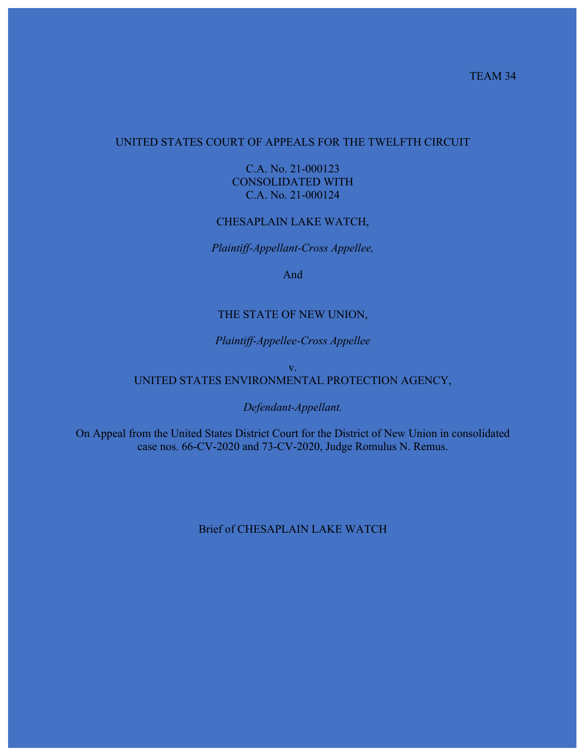TEAM 34

UNITED STATES COURT OF APPEALS FOR THE TWELFTH CIRCUIT

C.A. No. 21-000123
CONSOLIDATED WITH
C.A. No. 21-000124

CHESAPLAIN LAKE WATCH,

*Plaintiff-Appellant-Cross Appellee,*

And

THE STATE OF NEW UNION,

*Plaintiff-Appellee-Cross Appellee*

v.

UNITED STATES ENVIRONMENTAL PROTECTION AGENCY,

*Defendant-Appellant.*

On Appeal from the United States District Court for the District of New Union in consolidated case nos. 66-CV-2020 and 73-CV-2020, Judge Romulus N. Remus.

Brief of CHESAPLAIN LAKE WATCH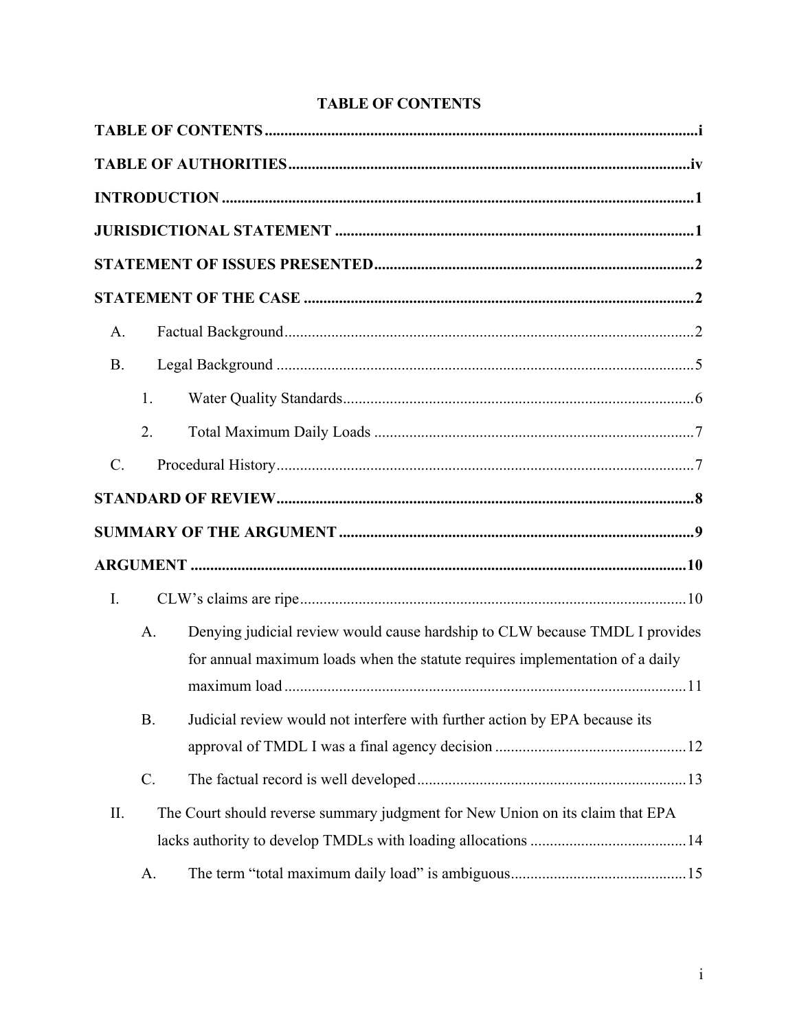# TABLE OF CONTENTS

**TABLE OF CONTENTS** ........................................................................................................ i

**TABLE OF AUTHORITIES** ................................................................................................ iv

**INTRODUCTION** ................................................................................................................ 1

**JURISDICTIONAL STATEMENT** .................................................................................... 1

**STATEMENT OF ISSUES PRESENTED** .......................................................................... 2

**STATEMENT OF THE CASE** ............................................................................................ 2

- A. Factual Background ...................................................................................................... 2
- B. Legal Background ........................................................................................................ 5
  - 1. Water Quality Standards ....................................................................................... 6
  - 2. Total Maximum Daily Loads ................................................................................ 7
- C. Procedural History ........................................................................................................ 7

**STANDARD OF REVIEW** .................................................................................................. 8

**SUMMARY OF THE ARGUMENT** .................................................................................. 9

**ARGUMENT** ...................................................................................................................... 10

- I. CLW's claims are ripe ................................................................................................ 10
  - A. Denying judicial review would cause hardship to CLW because TMDL I provides for annual maximum loads when the statute requires implementation of a daily maximum load ..................................................................................................... 11
  - B. Judicial review would not interfere with further action by EPA because its approval of TMDL I was a final agency decision ................................................ 12
  - C. The factual record is well developed .................................................................. 13
- II. The Court should reverse summary judgment for New Union on its claim that EPA lacks authority to develop TMDLs with loading allocations ....................................... 14
  - A. The term "total maximum daily load" is ambiguous ............................................ 15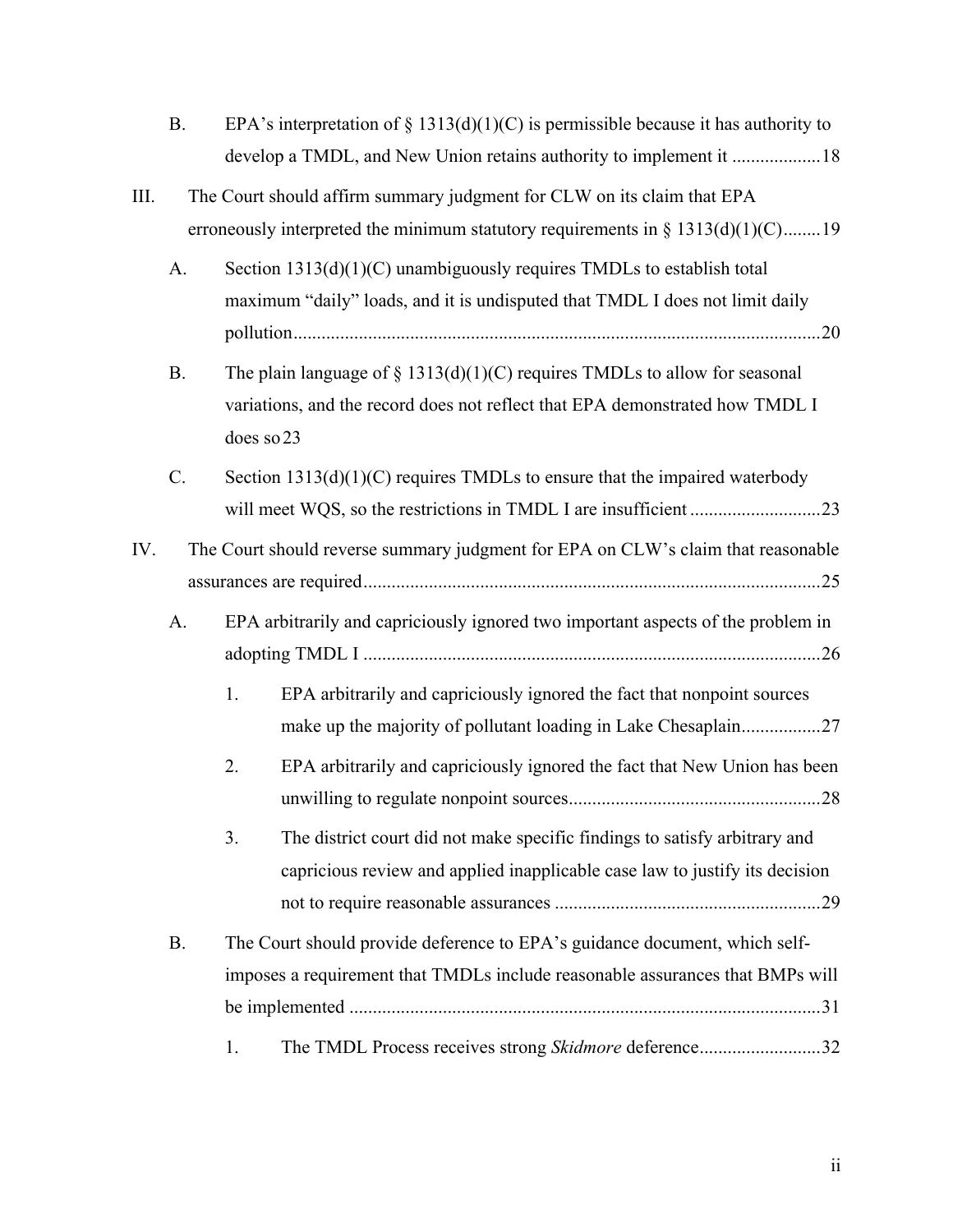B. EPA's interpretation of § 1313(d)(1)(C) is permissible because it has authority to develop a TMDL, and New Union retains authority to implement it ...................18

III. The Court should affirm summary judgment for CLW on its claim that EPA erroneously interpreted the minimum statutory requirements in § 1313(d)(1)(C)........19

A. Section 1313(d)(1)(C) unambiguously requires TMDLs to establish total maximum "daily" loads, and it is undisputed that TMDL I does not limit daily pollution................................................................................................................20

B. The plain language of § 1313(d)(1)(C) requires TMDLs to allow for seasonal variations, and the record does not reflect that EPA demonstrated how TMDL I does so 23

C. Section 1313(d)(1)(C) requires TMDLs to ensure that the impaired waterbody will meet WQS, so the restrictions in TMDL I are insufficient ............................23

IV. The Court should reverse summary judgment for EPA on CLW's claim that reasonable assurances are required.................................................................................................25

A. EPA arbitrarily and capriciously ignored two important aspects of the problem in adopting TMDL I .................................................................................................26

1. EPA arbitrarily and capriciously ignored the fact that nonpoint sources make up the majority of pollutant loading in Lake Chesaplain.................27

2. EPA arbitrarily and capriciously ignored the fact that New Union has been unwilling to regulate nonpoint sources......................................................28

3. The district court did not make specific findings to satisfy arbitrary and capricious review and applied inapplicable case law to justify its decision not to require reasonable assurances .........................................................29

B. The Court should provide deference to EPA's guidance document, which self-imposes a requirement that TMDLs include reasonable assurances that BMPs will be implemented .....................................................................................................31

1. The TMDL Process receives strong *Skidmore* deference..........................32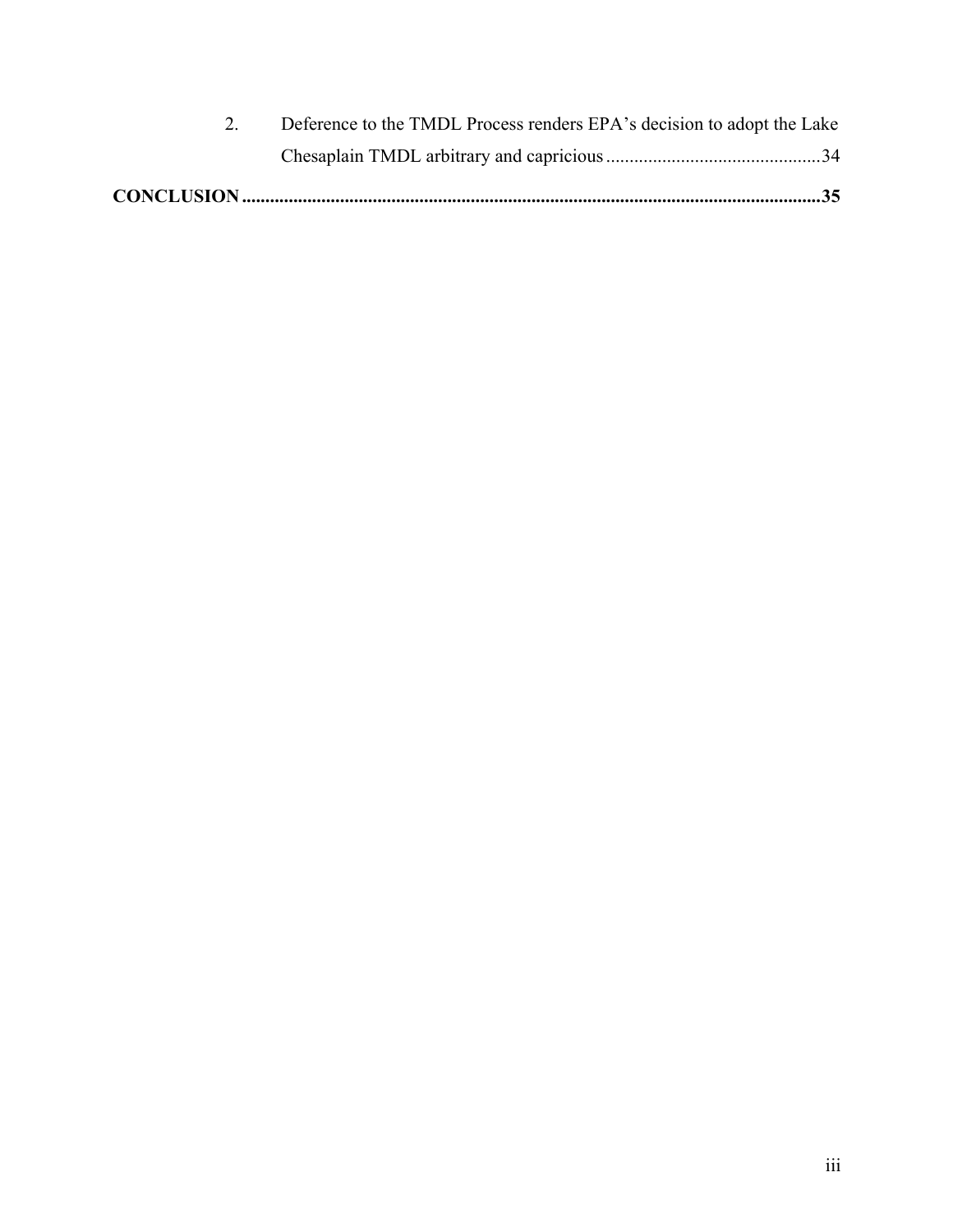2. Deference to the TMDL Process renders EPA's decision to adopt the Lake Chesaplain TMDL arbitrary and capricious ............................................34

**CONCLUSION ..........................................................................................................................35**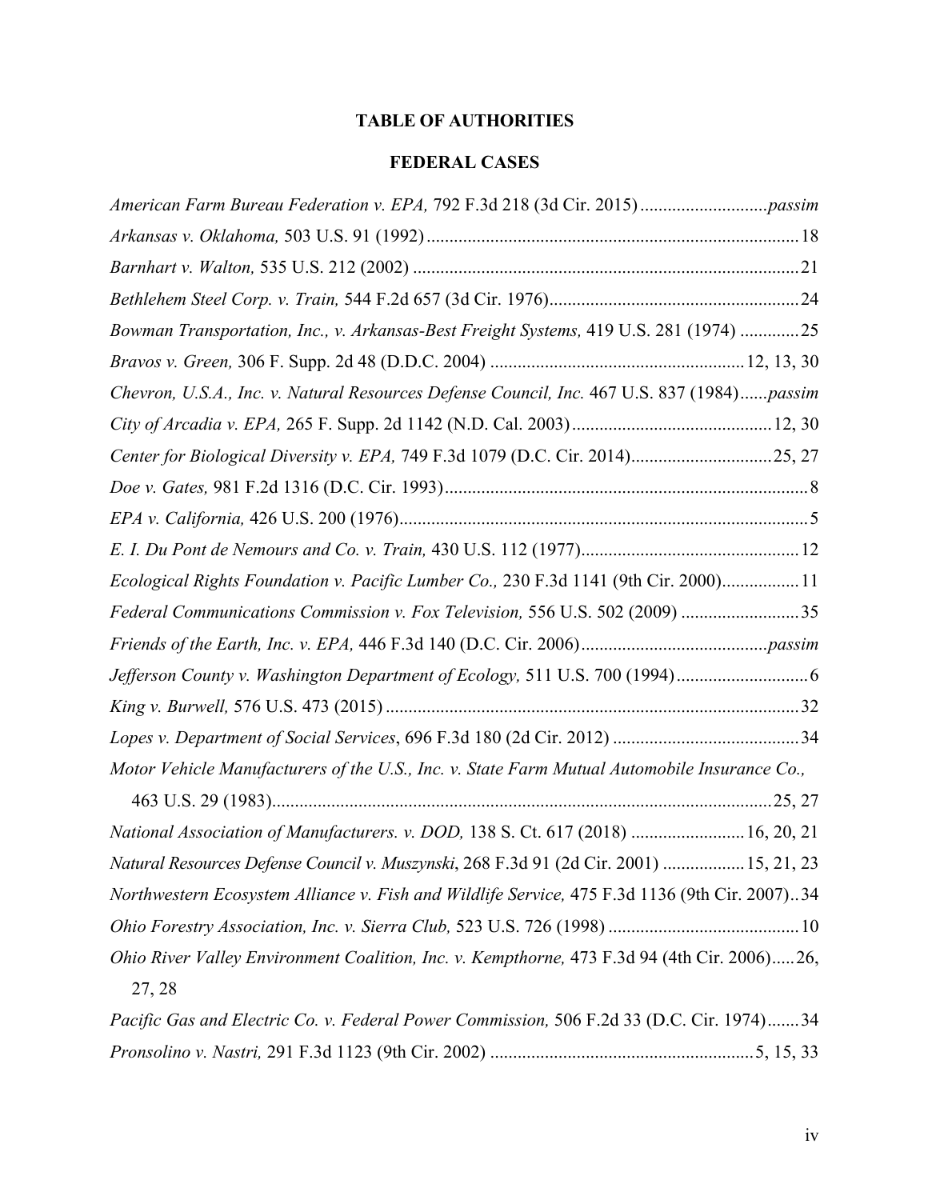## TABLE OF AUTHORITIES

### FEDERAL CASES

*American Farm Bureau Federation v. EPA,* 792 F.3d 218 (3d Cir. 2015) ............................*passim*

*Arkansas v. Oklahoma,* 503 U.S. 91 (1992) .................................................................................. 18

*Barnhart v. Walton,* 535 U.S. 212 (2002) ..................................................................................... 21

*Bethlehem Steel Corp. v. Train,* 544 F.2d 657 (3d Cir. 1976)....................................................... 24

*Bowman Transportation, Inc., v. Arkansas-Best Freight Systems,* 419 U.S. 281 (1974) ............. 25

*Bravos v. Green,* 306 F. Supp. 2d 48 (D.D.C. 2004) ........................................................ 12, 13, 30

*Chevron, U.S.A., Inc. v. Natural Resources Defense Council, Inc.* 467 U.S. 837 (1984)......*passim*

*City of Arcadia v. EPA,* 265 F. Supp. 2d 1142 (N.D. Cal. 2003) ............................................ 12, 30

*Center for Biological Diversity v. EPA,* 749 F.3d 1079 (D.C. Cir. 2014)............................... 25, 27

*Doe v. Gates,* 981 F.2d 1316 (D.C. Cir. 1993) ................................................................................ 8

*EPA v. California,* 426 U.S. 200 (1976).......................................................................................... 5

*E. I. Du Pont de Nemours and Co. v. Train,* 430 U.S. 112 (1977)................................................ 12

*Ecological Rights Foundation v. Pacific Lumber Co.,* 230 F.3d 1141 (9th Cir. 2000)................. 11

*Federal Communications Commission v. Fox Television,* 556 U.S. 502 (2009) .......................... 35

*Friends of the Earth, Inc. v. EPA,* 446 F.3d 140 (D.C. Cir. 2006).........................................*passim*

*Jefferson County v. Washington Department of Ecology,* 511 U.S. 700 (1994) ............................. 6

*King v. Burwell,* 576 U.S. 473 (2015) ........................................................................................... 32

*Lopes v. Department of Social Services*, 696 F.3d 180 (2d Cir. 2012) ......................................... 34

*Motor Vehicle Manufacturers of the U.S., Inc. v. State Farm Mutual Automobile Insurance Co.,* 463 U.S. 29 (1983)............................................................................................................. 25, 27

*National Association of Manufacturers. v. DOD,* 138 S. Ct. 617 (2018) ......................... 16, 20, 21

*Natural Resources Defense Council v. Muszynski*, 268 F.3d 91 (2d Cir. 2001) .................. 15, 21, 23

*Northwestern Ecosystem Alliance v. Fish and Wildlife Service,* 475 F.3d 1136 (9th Cir. 2007).. 34

*Ohio Forestry Association, Inc. v. Sierra Club,* 523 U.S. 726 (1998) .......................................... 10

*Ohio River Valley Environment Coalition, Inc. v. Kempthorne,* 473 F.3d 94 (4th Cir. 2006)..... 26, 27, 28

*Pacific Gas and Electric Co. v. Federal Power Commission,* 506 F.2d 33 (D.C. Cir. 1974)....... 34

*Pronsolino v. Nastri,* 291 F.3d 1123 (9th Cir. 2002) .......................................................... 5, 15, 33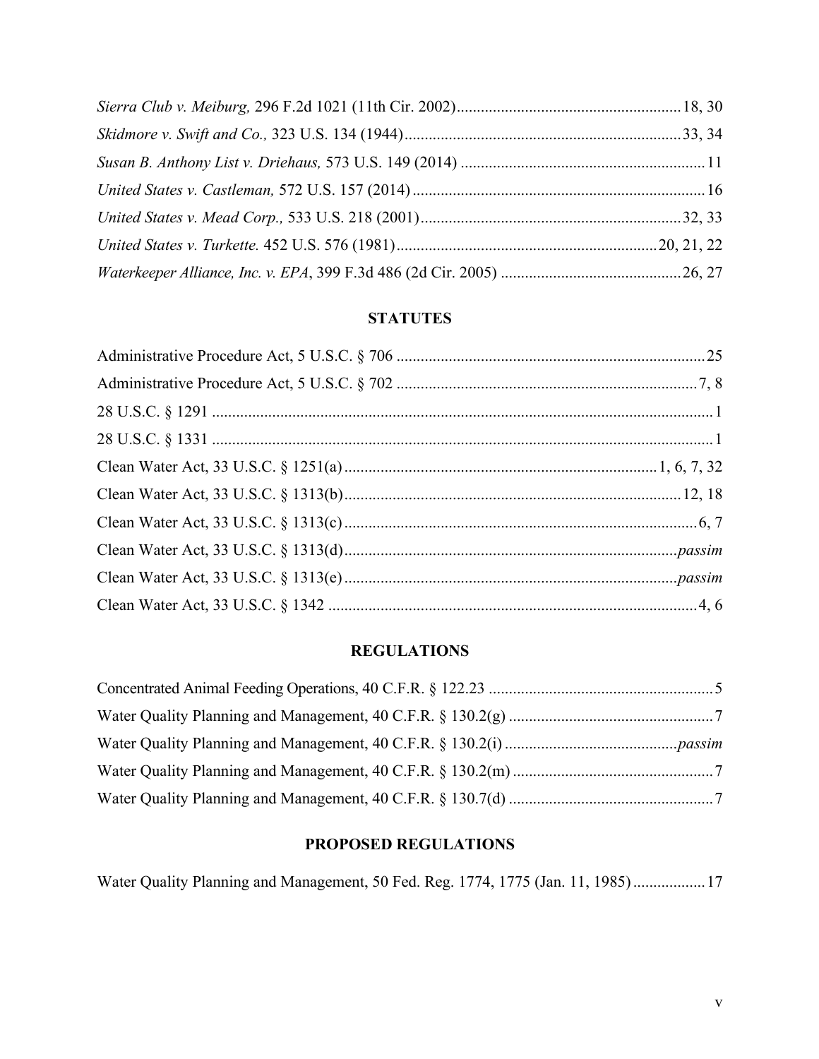*Sierra Club v. Meiburg,* 296 F.2d 1021 (11th Cir. 2002) .......................................................... 18, 30

*Skidmore v. Swift and Co.,* 323 U.S. 134 (1944) ..................................................................... 33, 34

*Susan B. Anthony List v. Driehaus,* 573 U.S. 149 (2014) ............................................................. 11

*United States v. Castleman,* 572 U.S. 157 (2014) ......................................................................... 16

*United States v. Mead Corp.,* 533 U.S. 218 (2001) ................................................................. 32, 33

*United States v. Turkette.* 452 U.S. 576 (1981) ................................................................ 20, 21, 22

*Waterkeeper Alliance, Inc. v. EPA*, 399 F.3d 486 (2d Cir. 2005) ............................................. 26, 27

## STATUTES

Administrative Procedure Act, 5 U.S.C. § 706 ............................................................................. 25

Administrative Procedure Act, 5 U.S.C. § 702 ........................................................................... 7, 8

28 U.S.C. § 1291 ............................................................................................................................. 1

28 U.S.C. § 1331 ............................................................................................................................. 1

Clean Water Act, 33 U.S.C. § 1251(a) ............................................................................ 1, 6, 7, 32

Clean Water Act, 33 U.S.C. § 1313(b) .................................................................................... 12, 18

Clean Water Act, 33 U.S.C. § 1313(c) ........................................................................................ 6, 7

Clean Water Act, 33 U.S.C. § 1313(d) ................................................................................... *passim*

Clean Water Act, 33 U.S.C. § 1313(e) ................................................................................... *passim*

Clean Water Act, 33 U.S.C. § 1342 ............................................................................................ 4, 6

## REGULATIONS

Concentrated Animal Feeding Operations, 40 C.F.R. § 122.23 ........................................................ 5

Water Quality Planning and Management, 40 C.F.R. § 130.2(g) ................................................... 7

Water Quality Planning and Management, 40 C.F.R. § 130.2(i) ........................................... *passim*

Water Quality Planning and Management, 40 C.F.R. § 130.2(m) .................................................. 7

Water Quality Planning and Management, 40 C.F.R. § 130.7(d) ................................................... 7

## PROPOSED REGULATIONS

Water Quality Planning and Management, 50 Fed. Reg. 1774, 1775 (Jan. 11, 1985) .................. 17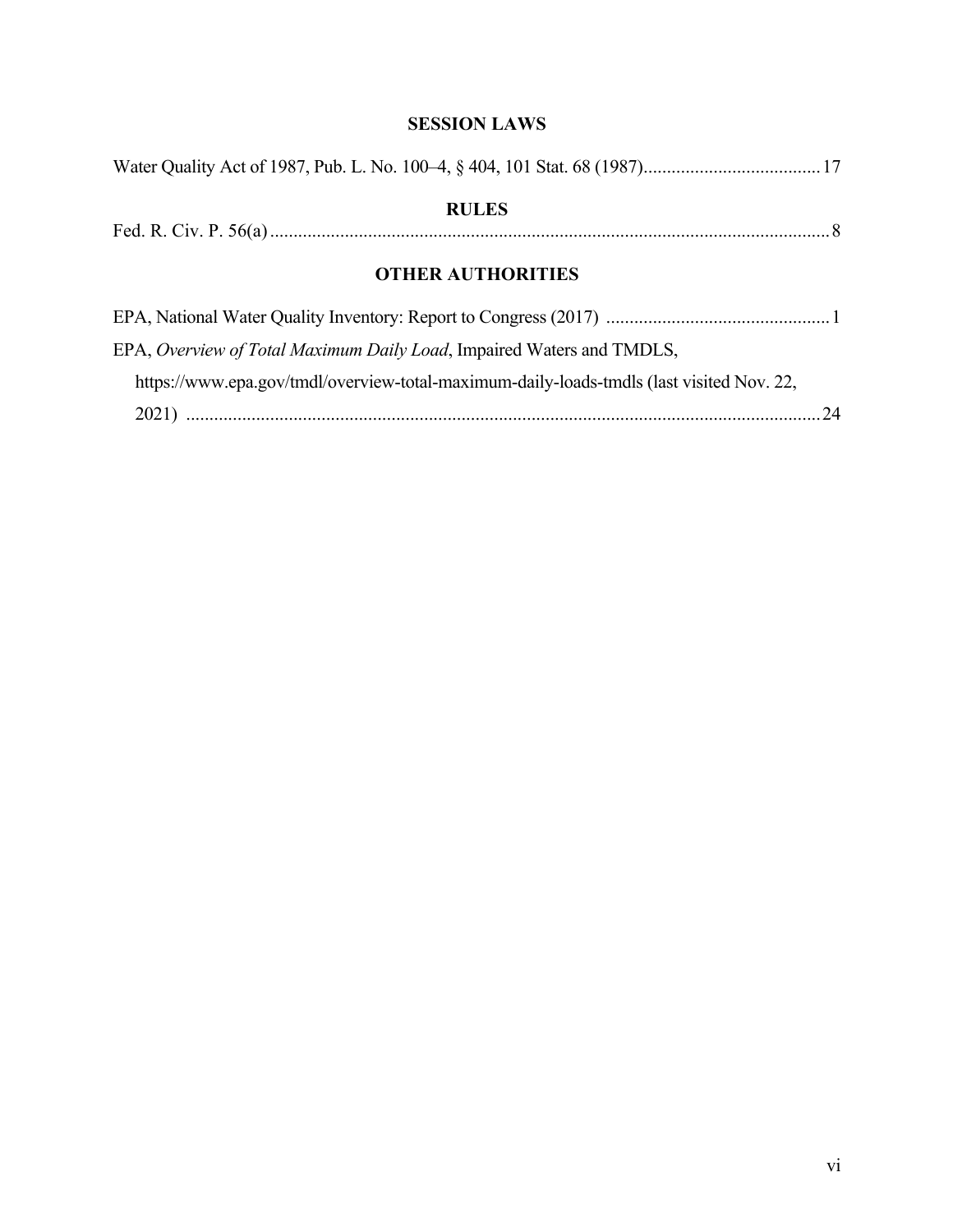## SESSION LAWS

Water Quality Act of 1987, Pub. L. No. 100–4, § 404, 101 Stat. 68 (1987).....................................17

## RULES

Fed. R. Civ. P. 56(a).......................................................................................................................8

## OTHER AUTHORITIES

EPA, National Water Quality Inventory: Report to Congress (2017) ................................................1

EPA, *Overview of Total Maximum Daily Load*, Impaired Waters and TMDLS, https://www.epa.gov/tmdl/overview-total-maximum-daily-loads-tmdls (last visited Nov. 22, 2021) ........................................................................................................................................24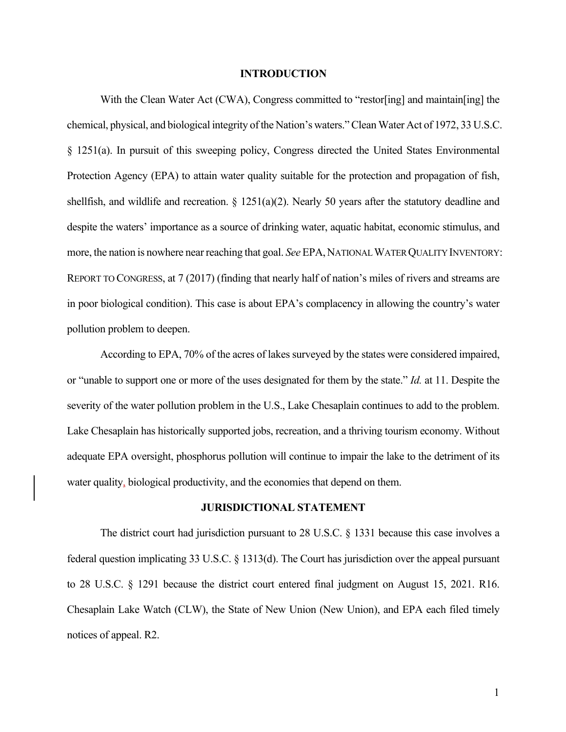## INTRODUCTION

With the Clean Water Act (CWA), Congress committed to "restor[ing] and maintain[ing] the chemical, physical, and biological integrity of the Nation's waters." Clean Water Act of 1972, 33 U.S.C. § 1251(a). In pursuit of this sweeping policy, Congress directed the United States Environmental Protection Agency (EPA) to attain water quality suitable for the protection and propagation of fish, shellfish, and wildlife and recreation. § 1251(a)(2). Nearly 50 years after the statutory deadline and despite the waters' importance as a source of drinking water, aquatic habitat, economic stimulus, and more, the nation is nowhere near reaching that goal. *See* EPA, NATIONAL WATER QUALITY INVENTORY: REPORT TO CONGRESS, at 7 (2017) (finding that nearly half of nation's miles of rivers and streams are in poor biological condition). This case is about EPA's complacency in allowing the country's water pollution problem to deepen.

According to EPA, 70% of the acres of lakes surveyed by the states were considered impaired, or "unable to support one or more of the uses designated for them by the state." *Id.* at 11. Despite the severity of the water pollution problem in the U.S., Lake Chesaplain continues to add to the problem. Lake Chesaplain has historically supported jobs, recreation, and a thriving tourism economy. Without adequate EPA oversight, phosphorus pollution will continue to impair the lake to the detriment of its water quality, biological productivity, and the economies that depend on them.

## JURISDICTIONAL STATEMENT

The district court had jurisdiction pursuant to 28 U.S.C. § 1331 because this case involves a federal question implicating 33 U.S.C. § 1313(d). The Court has jurisdiction over the appeal pursuant to 28 U.S.C. § 1291 because the district court entered final judgment on August 15, 2021. R16. Chesaplain Lake Watch (CLW), the State of New Union (New Union), and EPA each filed timely notices of appeal. R2.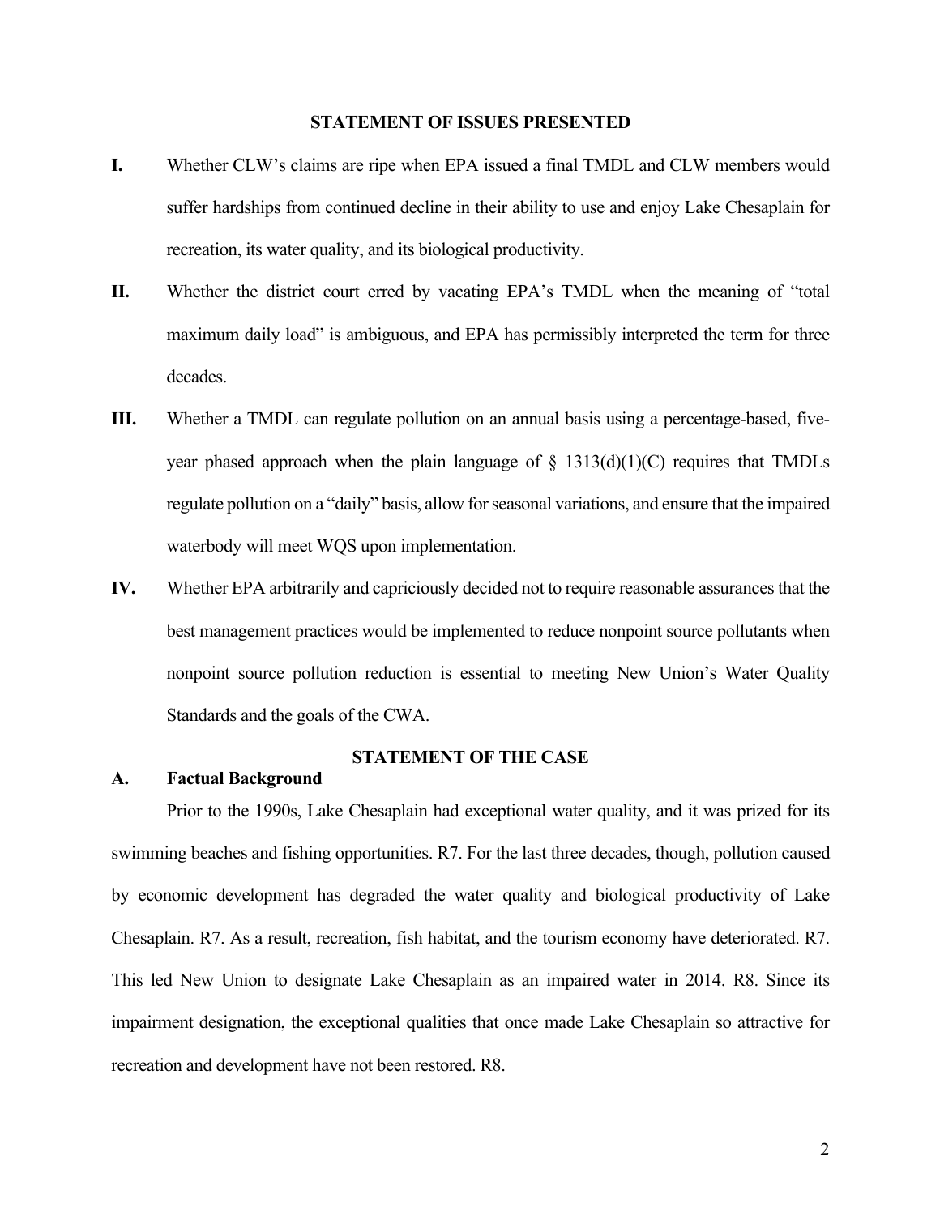## STATEMENT OF ISSUES PRESENTED

**I.** Whether CLW's claims are ripe when EPA issued a final TMDL and CLW members would suffer hardships from continued decline in their ability to use and enjoy Lake Chesaplain for recreation, its water quality, and its biological productivity.

**II.** Whether the district court erred by vacating EPA's TMDL when the meaning of "total maximum daily load" is ambiguous, and EPA has permissibly interpreted the term for three decades.

**III.** Whether a TMDL can regulate pollution on an annual basis using a percentage-based, five-year phased approach when the plain language of § 1313(d)(1)(C) requires that TMDLs regulate pollution on a "daily" basis, allow for seasonal variations, and ensure that the impaired waterbody will meet WQS upon implementation.

**IV.** Whether EPA arbitrarily and capriciously decided not to require reasonable assurances that the best management practices would be implemented to reduce nonpoint source pollutants when nonpoint source pollution reduction is essential to meeting New Union's Water Quality Standards and the goals of the CWA.

## STATEMENT OF THE CASE

### A. Factual Background

Prior to the 1990s, Lake Chesaplain had exceptional water quality, and it was prized for its swimming beaches and fishing opportunities. R7. For the last three decades, though, pollution caused by economic development has degraded the water quality and biological productivity of Lake Chesaplain. R7. As a result, recreation, fish habitat, and the tourism economy have deteriorated. R7. This led New Union to designate Lake Chesaplain as an impaired water in 2014. R8. Since its impairment designation, the exceptional qualities that once made Lake Chesaplain so attractive for recreation and development have not been restored. R8.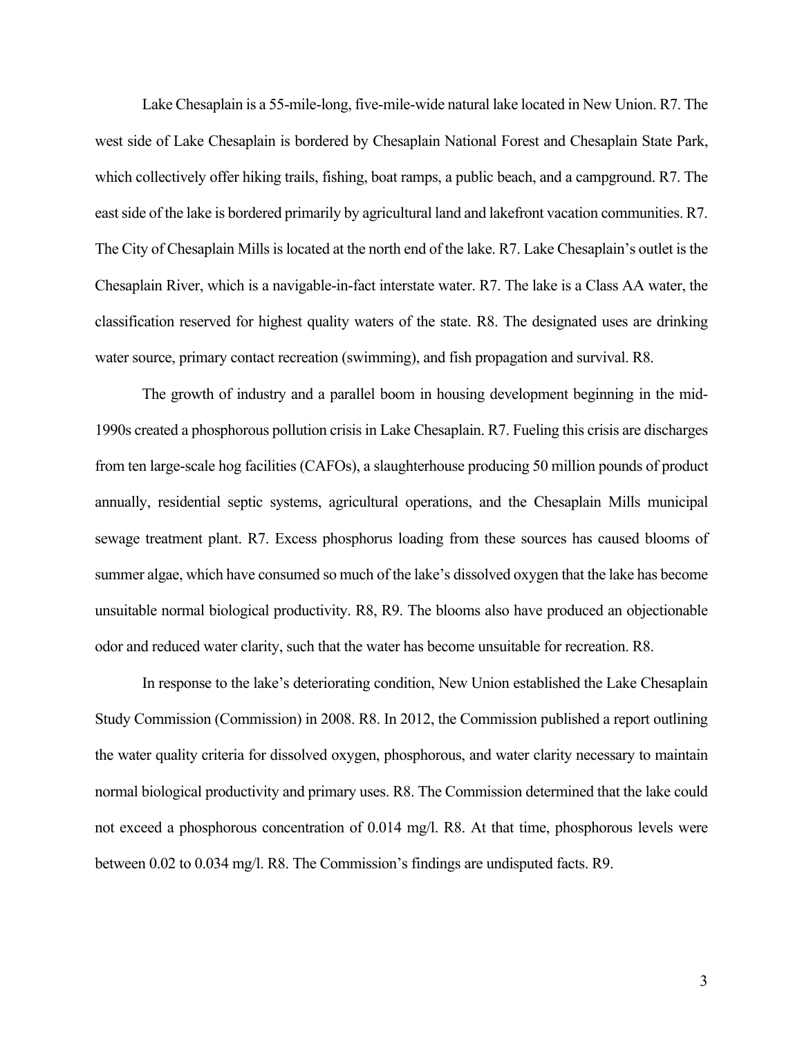Lake Chesaplain is a 55-mile-long, five-mile-wide natural lake located in New Union. R7. The west side of Lake Chesaplain is bordered by Chesaplain National Forest and Chesaplain State Park, which collectively offer hiking trails, fishing, boat ramps, a public beach, and a campground. R7. The east side of the lake is bordered primarily by agricultural land and lakefront vacation communities. R7. The City of Chesaplain Mills is located at the north end of the lake. R7. Lake Chesaplain's outlet is the Chesaplain River, which is a navigable-in-fact interstate water. R7. The lake is a Class AA water, the classification reserved for highest quality waters of the state. R8. The designated uses are drinking water source, primary contact recreation (swimming), and fish propagation and survival. R8.

The growth of industry and a parallel boom in housing development beginning in the mid-1990s created a phosphorous pollution crisis in Lake Chesaplain. R7. Fueling this crisis are discharges from ten large-scale hog facilities (CAFOs), a slaughterhouse producing 50 million pounds of product annually, residential septic systems, agricultural operations, and the Chesaplain Mills municipal sewage treatment plant. R7. Excess phosphorus loading from these sources has caused blooms of summer algae, which have consumed so much of the lake's dissolved oxygen that the lake has become unsuitable normal biological productivity. R8, R9. The blooms also have produced an objectionable odor and reduced water clarity, such that the water has become unsuitable for recreation. R8.

In response to the lake's deteriorating condition, New Union established the Lake Chesaplain Study Commission (Commission) in 2008. R8. In 2012, the Commission published a report outlining the water quality criteria for dissolved oxygen, phosphorous, and water clarity necessary to maintain normal biological productivity and primary uses. R8. The Commission determined that the lake could not exceed a phosphorous concentration of 0.014 mg/l. R8. At that time, phosphorous levels were between 0.02 to 0.034 mg/l. R8. The Commission's findings are undisputed facts. R9.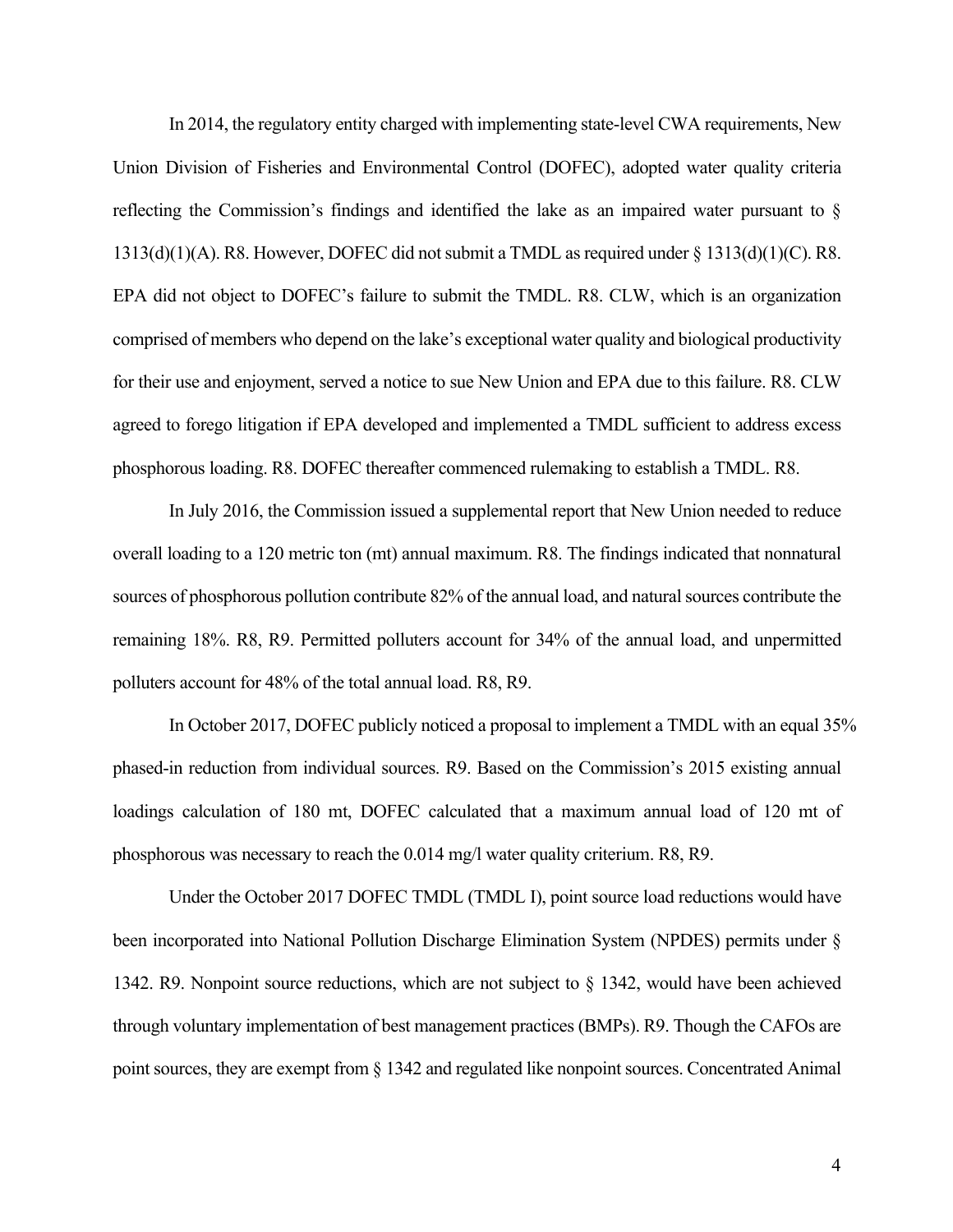In 2014, the regulatory entity charged with implementing state-level CWA requirements, New Union Division of Fisheries and Environmental Control (DOFEC), adopted water quality criteria reflecting the Commission's findings and identified the lake as an impaired water pursuant to § 1313(d)(1)(A). R8. However, DOFEC did not submit a TMDL as required under § 1313(d)(1)(C). R8. EPA did not object to DOFEC's failure to submit the TMDL. R8. CLW, which is an organization comprised of members who depend on the lake's exceptional water quality and biological productivity for their use and enjoyment, served a notice to sue New Union and EPA due to this failure. R8. CLW agreed to forego litigation if EPA developed and implemented a TMDL sufficient to address excess phosphorous loading. R8. DOFEC thereafter commenced rulemaking to establish a TMDL. R8.

In July 2016, the Commission issued a supplemental report that New Union needed to reduce overall loading to a 120 metric ton (mt) annual maximum. R8. The findings indicated that nonnatural sources of phosphorous pollution contribute 82% of the annual load, and natural sources contribute the remaining 18%. R8, R9. Permitted polluters account for 34% of the annual load, and unpermitted polluters account for 48% of the total annual load. R8, R9.

In October 2017, DOFEC publicly noticed a proposal to implement a TMDL with an equal 35% phased-in reduction from individual sources. R9. Based on the Commission's 2015 existing annual loadings calculation of 180 mt, DOFEC calculated that a maximum annual load of 120 mt of phosphorous was necessary to reach the 0.014 mg/l water quality criterium. R8, R9.

Under the October 2017 DOFEC TMDL (TMDL I), point source load reductions would have been incorporated into National Pollution Discharge Elimination System (NPDES) permits under § 1342. R9. Nonpoint source reductions, which are not subject to § 1342, would have been achieved through voluntary implementation of best management practices (BMPs). R9. Though the CAFOs are point sources, they are exempt from § 1342 and regulated like nonpoint sources. Concentrated Animal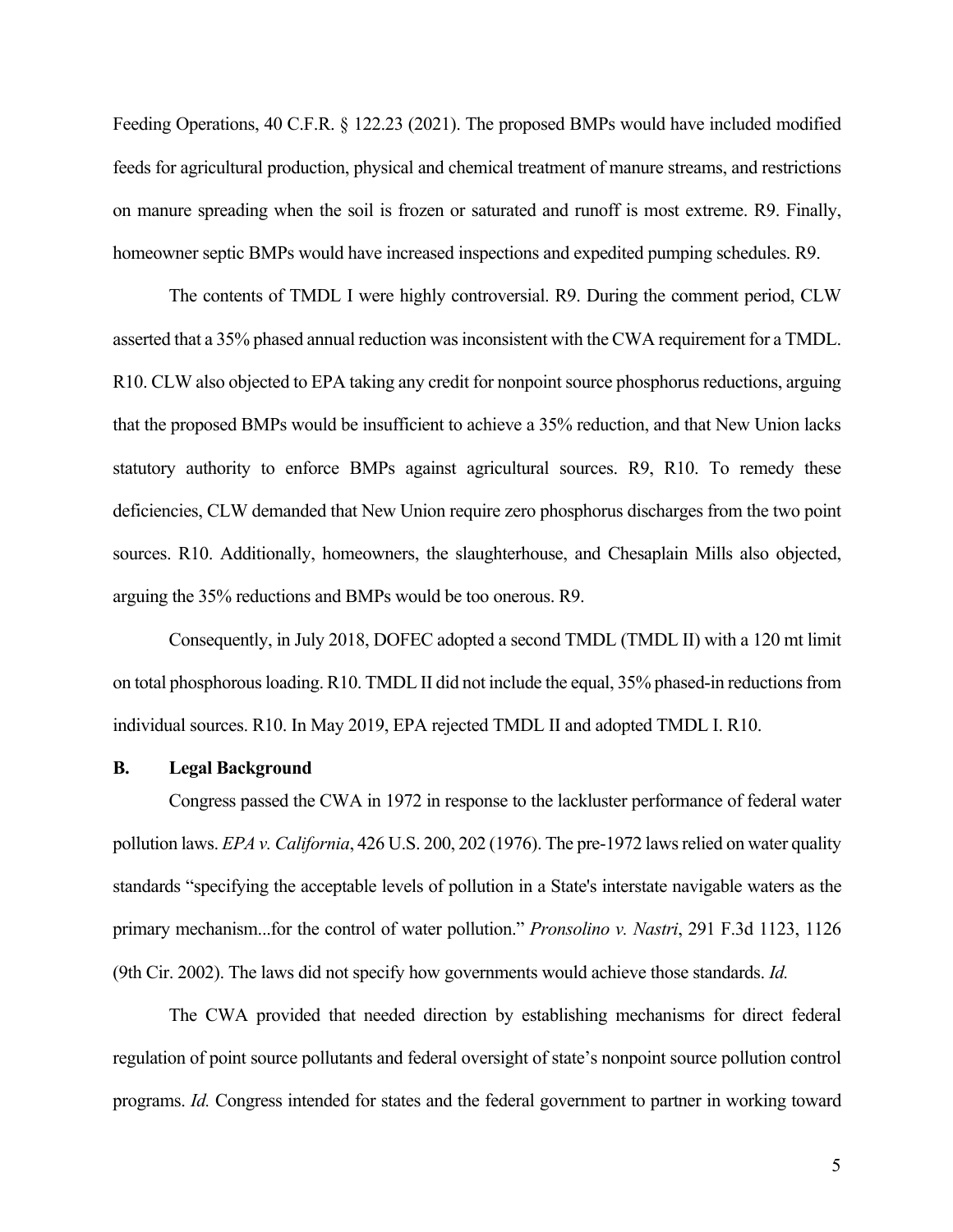Feeding Operations, 40 C.F.R. § 122.23 (2021). The proposed BMPs would have included modified feeds for agricultural production, physical and chemical treatment of manure streams, and restrictions on manure spreading when the soil is frozen or saturated and runoff is most extreme. R9. Finally, homeowner septic BMPs would have increased inspections and expedited pumping schedules. R9.

The contents of TMDL I were highly controversial. R9. During the comment period, CLW asserted that a 35% phased annual reduction was inconsistent with the CWA requirement for a TMDL. R10. CLW also objected to EPA taking any credit for nonpoint source phosphorus reductions, arguing that the proposed BMPs would be insufficient to achieve a 35% reduction, and that New Union lacks statutory authority to enforce BMPs against agricultural sources. R9, R10. To remedy these deficiencies, CLW demanded that New Union require zero phosphorus discharges from the two point sources. R10. Additionally, homeowners, the slaughterhouse, and Chesaplain Mills also objected, arguing the 35% reductions and BMPs would be too onerous. R9.

Consequently, in July 2018, DOFEC adopted a second TMDL (TMDL II) with a 120 mt limit on total phosphorous loading. R10. TMDL II did not include the equal, 35% phased-in reductions from individual sources. R10. In May 2019, EPA rejected TMDL II and adopted TMDL I. R10.

### B. Legal Background

Congress passed the CWA in 1972 in response to the lackluster performance of federal water pollution laws. *EPA v. California*, 426 U.S. 200, 202 (1976). The pre-1972 laws relied on water quality standards "specifying the acceptable levels of pollution in a State's interstate navigable waters as the primary mechanism...for the control of water pollution." *Pronsolino v. Nastri*, 291 F.3d 1123, 1126 (9th Cir. 2002). The laws did not specify how governments would achieve those standards. *Id.*

The CWA provided that needed direction by establishing mechanisms for direct federal regulation of point source pollutants and federal oversight of state's nonpoint source pollution control programs. *Id.* Congress intended for states and the federal government to partner in working toward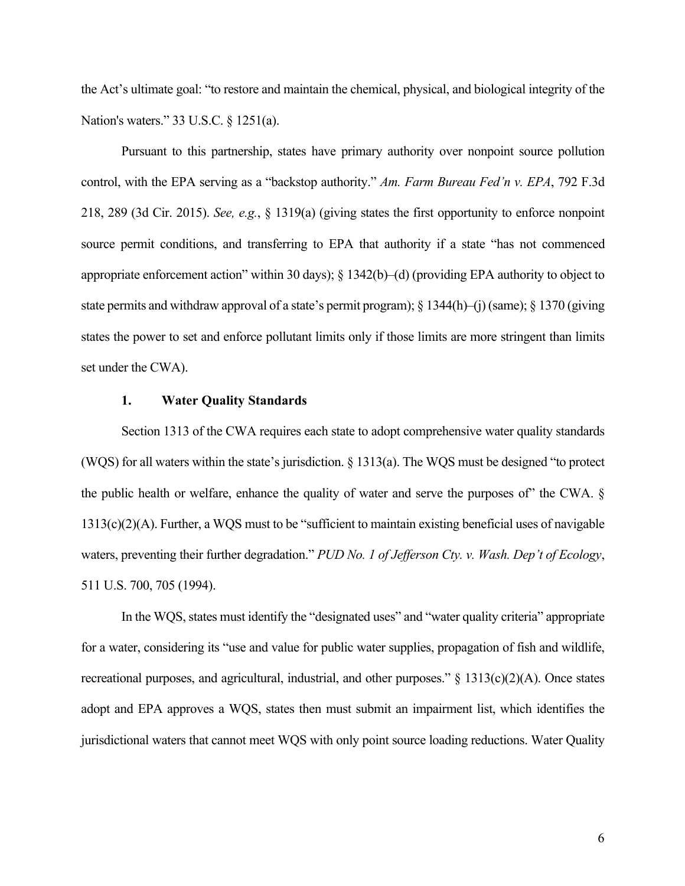the Act's ultimate goal: "to restore and maintain the chemical, physical, and biological integrity of the Nation's waters." 33 U.S.C. § 1251(a).

Pursuant to this partnership, states have primary authority over nonpoint source pollution control, with the EPA serving as a "backstop authority." *Am. Farm Bureau Fed'n v. EPA*, 792 F.3d 218, 289 (3d Cir. 2015). *See, e.g.*, § 1319(a) (giving states the first opportunity to enforce nonpoint source permit conditions, and transferring to EPA that authority if a state "has not commenced appropriate enforcement action" within 30 days); § 1342(b)–(d) (providing EPA authority to object to state permits and withdraw approval of a state's permit program); § 1344(h)–(j) (same); § 1370 (giving states the power to set and enforce pollutant limits only if those limits are more stringent than limits set under the CWA).

### 1. Water Quality Standards

Section 1313 of the CWA requires each state to adopt comprehensive water quality standards (WQS) for all waters within the state's jurisdiction. § 1313(a). The WQS must be designed "to protect the public health or welfare, enhance the quality of water and serve the purposes of" the CWA. § 1313(c)(2)(A). Further, a WQS must to be "sufficient to maintain existing beneficial uses of navigable waters, preventing their further degradation." *PUD No. 1 of Jefferson Cty. v. Wash. Dep't of Ecology*, 511 U.S. 700, 705 (1994).

In the WQS, states must identify the "designated uses" and "water quality criteria" appropriate for a water, considering its "use and value for public water supplies, propagation of fish and wildlife, recreational purposes, and agricultural, industrial, and other purposes." § 1313(c)(2)(A). Once states adopt and EPA approves a WQS, states then must submit an impairment list, which identifies the jurisdictional waters that cannot meet WQS with only point source loading reductions. Water Quality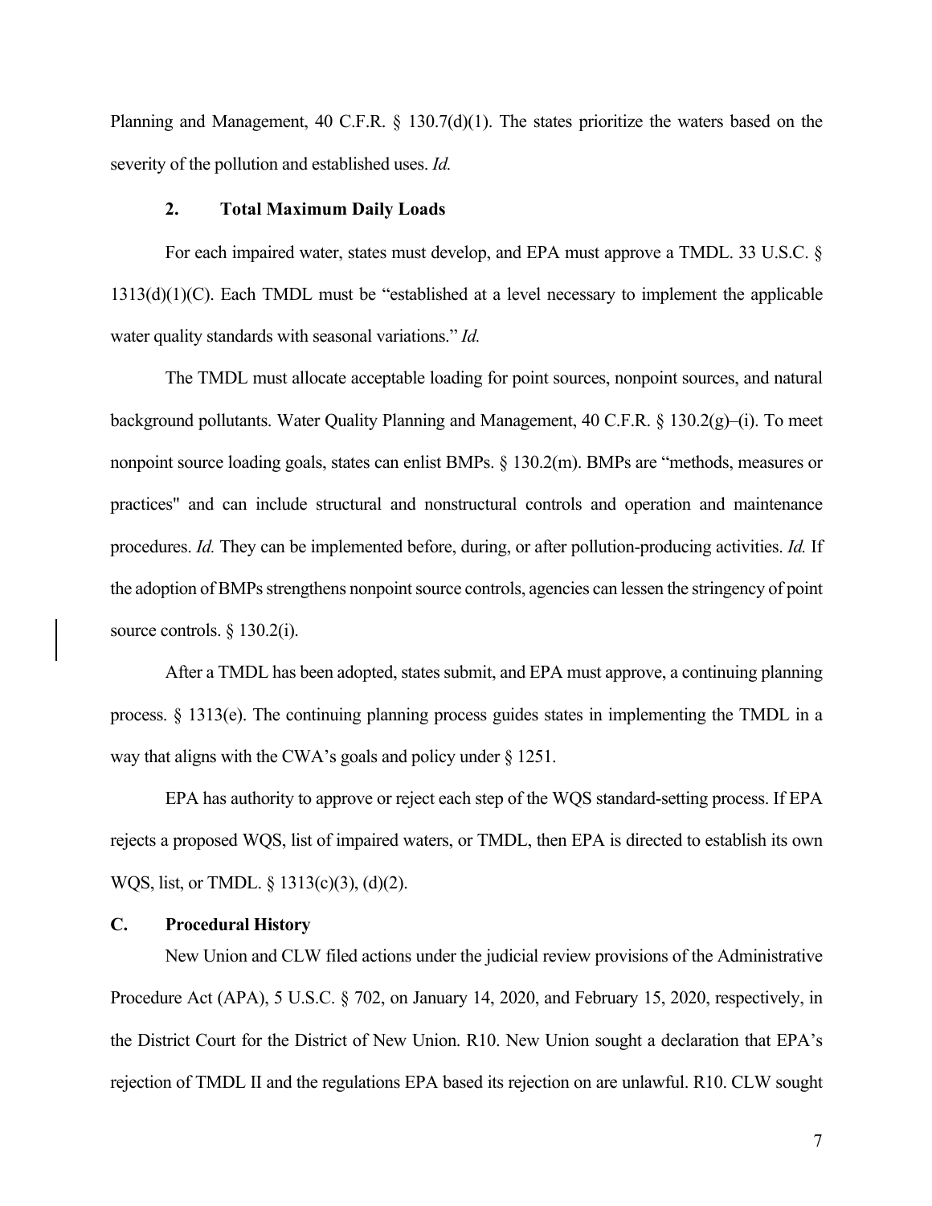Planning and Management, 40 C.F.R. § 130.7(d)(1). The states prioritize the waters based on the severity of the pollution and established uses. *Id.*

#### 2. Total Maximum Daily Loads

For each impaired water, states must develop, and EPA must approve a TMDL. 33 U.S.C. § 1313(d)(1)(C). Each TMDL must be "established at a level necessary to implement the applicable water quality standards with seasonal variations." *Id.*

The TMDL must allocate acceptable loading for point sources, nonpoint sources, and natural background pollutants. Water Quality Planning and Management, 40 C.F.R. § 130.2(g)–(i). To meet nonpoint source loading goals, states can enlist BMPs. § 130.2(m). BMPs are "methods, measures or practices" and can include structural and nonstructural controls and operation and maintenance procedures. *Id.* They can be implemented before, during, or after pollution-producing activities. *Id.* If the adoption of BMPs strengthens nonpoint source controls, agencies can lessen the stringency of point source controls. § 130.2(i).

After a TMDL has been adopted, states submit, and EPA must approve, a continuing planning process. § 1313(e). The continuing planning process guides states in implementing the TMDL in a way that aligns with the CWA's goals and policy under § 1251.

EPA has authority to approve or reject each step of the WQS standard-setting process. If EPA rejects a proposed WQS, list of impaired waters, or TMDL, then EPA is directed to establish its own WQS, list, or TMDL. § 1313(c)(3), (d)(2).

### C. Procedural History

New Union and CLW filed actions under the judicial review provisions of the Administrative Procedure Act (APA), 5 U.S.C. § 702, on January 14, 2020, and February 15, 2020, respectively, in the District Court for the District of New Union. R10. New Union sought a declaration that EPA's rejection of TMDL II and the regulations EPA based its rejection on are unlawful. R10. CLW sought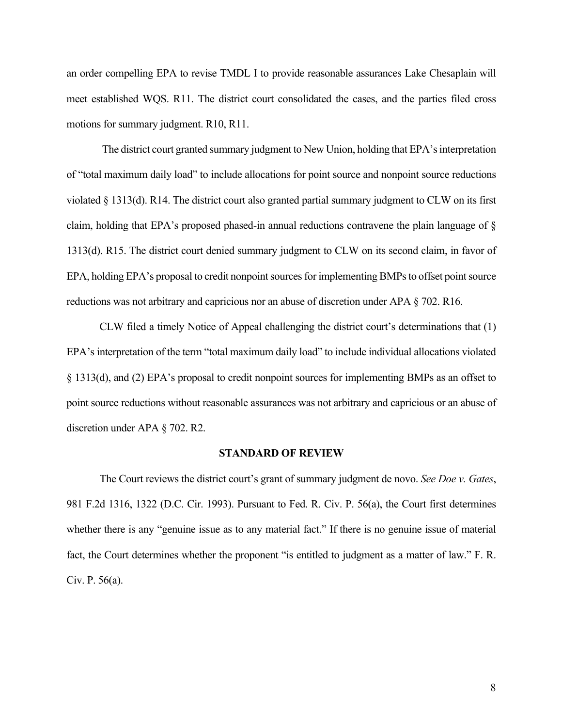an order compelling EPA to revise TMDL I to provide reasonable assurances Lake Chesaplain will meet established WQS. R11. The district court consolidated the cases, and the parties filed cross motions for summary judgment. R10, R11.

The district court granted summary judgment to New Union, holding that EPA's interpretation of "total maximum daily load" to include allocations for point source and nonpoint source reductions violated § 1313(d). R14. The district court also granted partial summary judgment to CLW on its first claim, holding that EPA's proposed phased-in annual reductions contravene the plain language of § 1313(d). R15. The district court denied summary judgment to CLW on its second claim, in favor of EPA, holding EPA's proposal to credit nonpoint sources for implementing BMPs to offset point source reductions was not arbitrary and capricious nor an abuse of discretion under APA § 702. R16.

CLW filed a timely Notice of Appeal challenging the district court's determinations that (1) EPA's interpretation of the term "total maximum daily load" to include individual allocations violated § 1313(d), and (2) EPA's proposal to credit nonpoint sources for implementing BMPs as an offset to point source reductions without reasonable assurances was not arbitrary and capricious or an abuse of discretion under APA § 702. R2.

## STANDARD OF REVIEW

The Court reviews the district court's grant of summary judgment de novo. *See Doe v. Gates*, 981 F.2d 1316, 1322 (D.C. Cir. 1993). Pursuant to Fed. R. Civ. P. 56(a), the Court first determines whether there is any "genuine issue as to any material fact." If there is no genuine issue of material fact, the Court determines whether the proponent "is entitled to judgment as a matter of law." F. R. Civ. P. 56(a).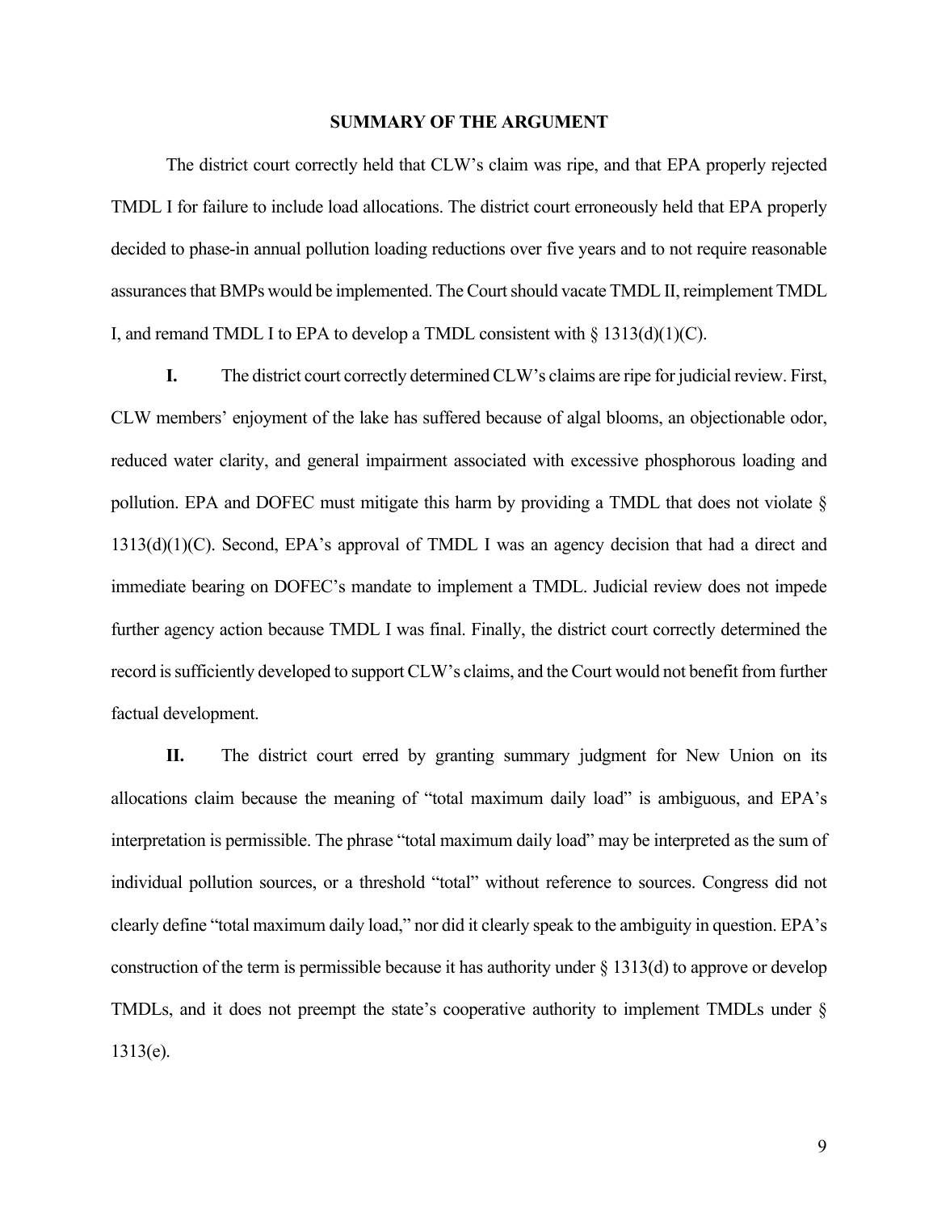## SUMMARY OF THE ARGUMENT

The district court correctly held that CLW's claim was ripe, and that EPA properly rejected TMDL I for failure to include load allocations. The district court erroneously held that EPA properly decided to phase-in annual pollution loading reductions over five years and to not require reasonable assurances that BMPs would be implemented. The Court should vacate TMDL II, reimplement TMDL I, and remand TMDL I to EPA to develop a TMDL consistent with § 1313(d)(1)(C).

**I.** The district court correctly determined CLW's claims are ripe for judicial review. First, CLW members' enjoyment of the lake has suffered because of algal blooms, an objectionable odor, reduced water clarity, and general impairment associated with excessive phosphorous loading and pollution. EPA and DOFEC must mitigate this harm by providing a TMDL that does not violate § 1313(d)(1)(C). Second, EPA's approval of TMDL I was an agency decision that had a direct and immediate bearing on DOFEC's mandate to implement a TMDL. Judicial review does not impede further agency action because TMDL I was final. Finally, the district court correctly determined the record is sufficiently developed to support CLW's claims, and the Court would not benefit from further factual development.

**II.** The district court erred by granting summary judgment for New Union on its allocations claim because the meaning of "total maximum daily load" is ambiguous, and EPA's interpretation is permissible. The phrase "total maximum daily load" may be interpreted as the sum of individual pollution sources, or a threshold "total" without reference to sources. Congress did not clearly define "total maximum daily load," nor did it clearly speak to the ambiguity in question. EPA's construction of the term is permissible because it has authority under § 1313(d) to approve or develop TMDLs, and it does not preempt the state's cooperative authority to implement TMDLs under § 1313(e).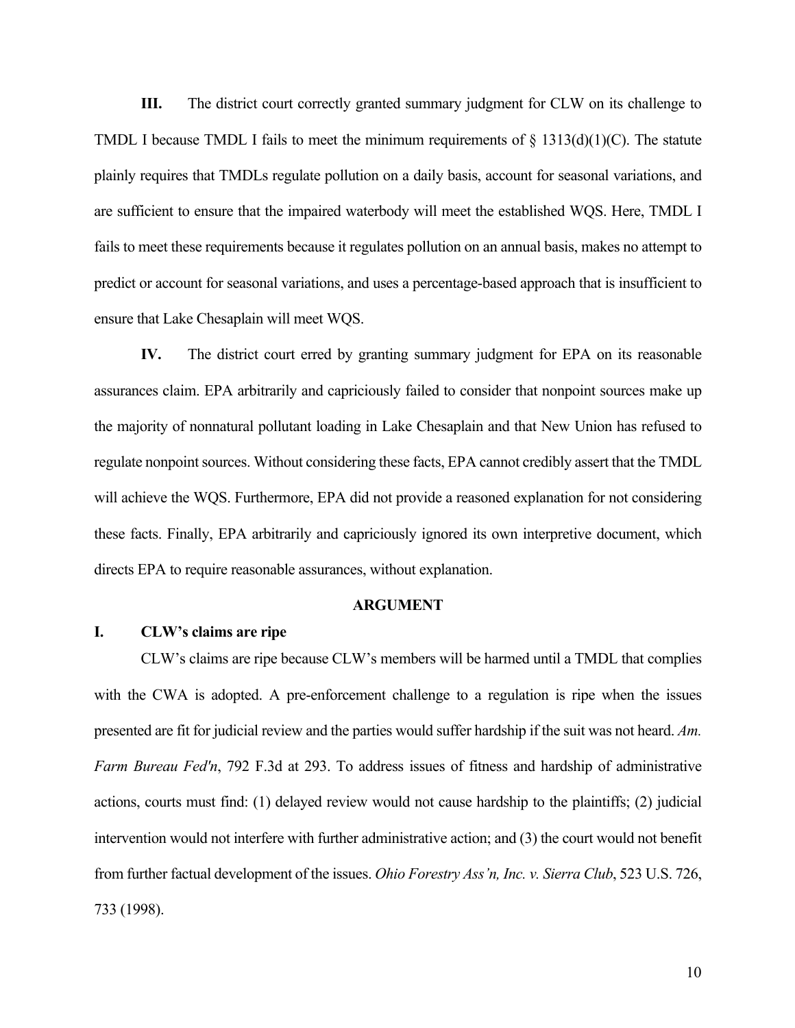**III.** The district court correctly granted summary judgment for CLW on its challenge to TMDL I because TMDL I fails to meet the minimum requirements of § 1313(d)(1)(C). The statute plainly requires that TMDLs regulate pollution on a daily basis, account for seasonal variations, and are sufficient to ensure that the impaired waterbody will meet the established WQS. Here, TMDL I fails to meet these requirements because it regulates pollution on an annual basis, makes no attempt to predict or account for seasonal variations, and uses a percentage-based approach that is insufficient to ensure that Lake Chesaplain will meet WQS.

**IV.** The district court erred by granting summary judgment for EPA on its reasonable assurances claim. EPA arbitrarily and capriciously failed to consider that nonpoint sources make up the majority of nonnatural pollutant loading in Lake Chesaplain and that New Union has refused to regulate nonpoint sources. Without considering these facts, EPA cannot credibly assert that the TMDL will achieve the WQS. Furthermore, EPA did not provide a reasoned explanation for not considering these facts. Finally, EPA arbitrarily and capriciously ignored its own interpretive document, which directs EPA to require reasonable assurances, without explanation.

## ARGUMENT

### I. CLW's claims are ripe

CLW's claims are ripe because CLW's members will be harmed until a TMDL that complies with the CWA is adopted. A pre-enforcement challenge to a regulation is ripe when the issues presented are fit for judicial review and the parties would suffer hardship if the suit was not heard. *Am. Farm Bureau Fed'n*, 792 F.3d at 293. To address issues of fitness and hardship of administrative actions, courts must find: (1) delayed review would not cause hardship to the plaintiffs; (2) judicial intervention would not interfere with further administrative action; and (3) the court would not benefit from further factual development of the issues. *Ohio Forestry Ass'n, Inc. v. Sierra Club*, 523 U.S. 726, 733 (1998).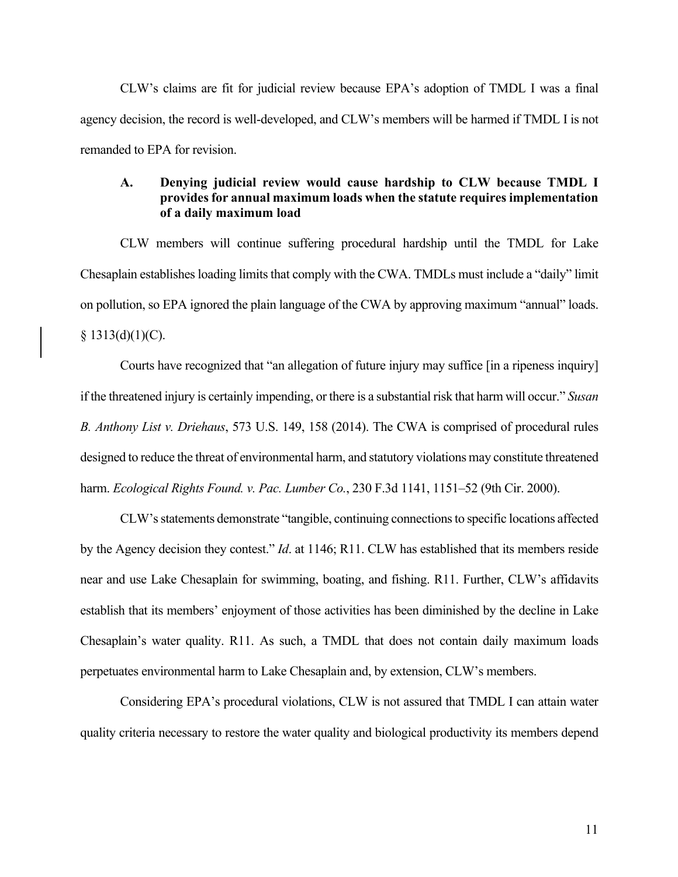CLW's claims are fit for judicial review because EPA's adoption of TMDL I was a final agency decision, the record is well-developed, and CLW's members will be harmed if TMDL I is not remanded to EPA for revision.

### A. Denying judicial review would cause hardship to CLW because TMDL I provides for annual maximum loads when the statute requires implementation of a daily maximum load

CLW members will continue suffering procedural hardship until the TMDL for Lake Chesaplain establishes loading limits that comply with the CWA. TMDLs must include a "daily" limit on pollution, so EPA ignored the plain language of the CWA by approving maximum "annual" loads. § 1313(d)(1)(C).

Courts have recognized that "an allegation of future injury may suffice [in a ripeness inquiry] if the threatened injury is certainly impending, or there is a substantial risk that harm will occur." *Susan B. Anthony List v. Driehaus*, 573 U.S. 149, 158 (2014). The CWA is comprised of procedural rules designed to reduce the threat of environmental harm, and statutory violations may constitute threatened harm. *Ecological Rights Found. v. Pac. Lumber Co.*, 230 F.3d 1141, 1151–52 (9th Cir. 2000).

CLW's statements demonstrate "tangible, continuing connections to specific locations affected by the Agency decision they contest." *Id*. at 1146; R11. CLW has established that its members reside near and use Lake Chesaplain for swimming, boating, and fishing. R11. Further, CLW's affidavits establish that its members' enjoyment of those activities has been diminished by the decline in Lake Chesaplain's water quality. R11. As such, a TMDL that does not contain daily maximum loads perpetuates environmental harm to Lake Chesaplain and, by extension, CLW's members.

Considering EPA's procedural violations, CLW is not assured that TMDL I can attain water quality criteria necessary to restore the water quality and biological productivity its members depend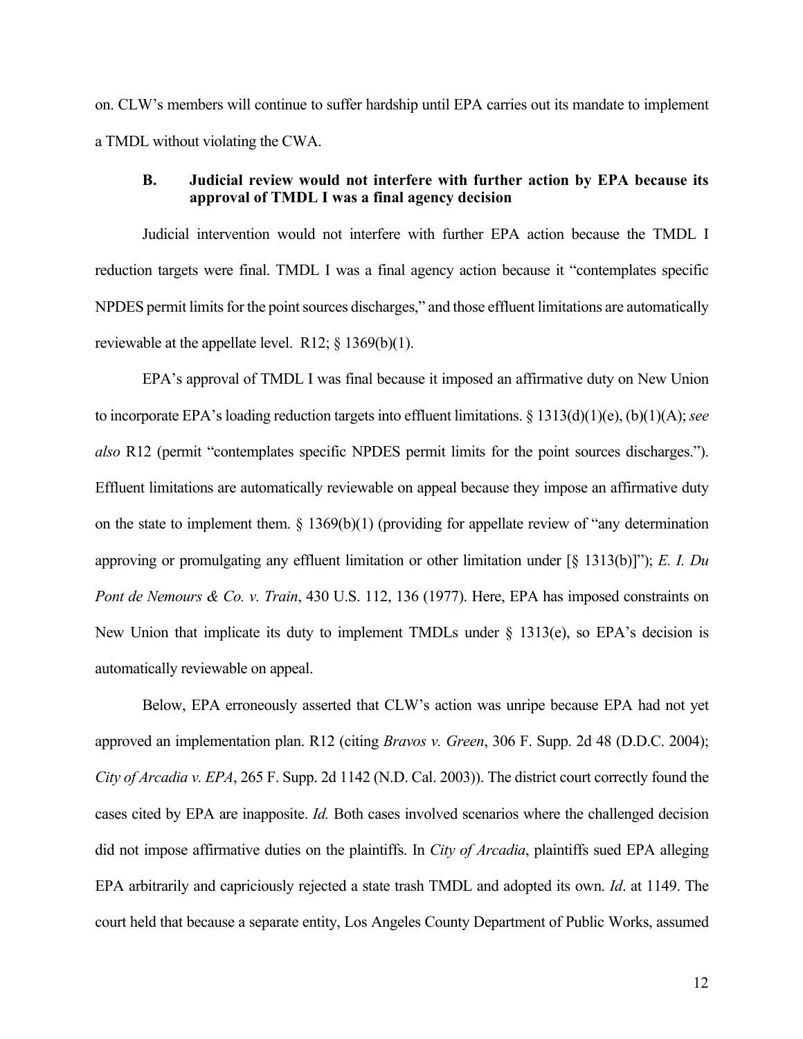on. CLW's members will continue to suffer hardship until EPA carries out its mandate to implement a TMDL without violating the CWA.

### B. Judicial review would not interfere with further action by EPA because its approval of TMDL I was a final agency decision

Judicial intervention would not interfere with further EPA action because the TMDL I reduction targets were final. TMDL I was a final agency action because it "contemplates specific NPDES permit limits for the point sources discharges," and those effluent limitations are automatically reviewable at the appellate level. R12; § 1369(b)(1).

EPA's approval of TMDL I was final because it imposed an affirmative duty on New Union to incorporate EPA's loading reduction targets into effluent limitations. § 1313(d)(1)(e), (b)(1)(A); *see also* R12 (permit "contemplates specific NPDES permit limits for the point sources discharges."). Effluent limitations are automatically reviewable on appeal because they impose an affirmative duty on the state to implement them. § 1369(b)(1) (providing for appellate review of "any determination approving or promulgating any effluent limitation or other limitation under [§ 1313(b)]"); *E. I. Du Pont de Nemours & Co. v. Train*, 430 U.S. 112, 136 (1977). Here, EPA has imposed constraints on New Union that implicate its duty to implement TMDLs under § 1313(e), so EPA's decision is automatically reviewable on appeal.

Below, EPA erroneously asserted that CLW's action was unripe because EPA had not yet approved an implementation plan. R12 (citing *Bravos v. Green*, 306 F. Supp. 2d 48 (D.D.C. 2004); *City of Arcadia v. EPA*, 265 F. Supp. 2d 1142 (N.D. Cal. 2003)). The district court correctly found the cases cited by EPA are inapposite. *Id.* Both cases involved scenarios where the challenged decision did not impose affirmative duties on the plaintiffs. In *City of Arcadia*, plaintiffs sued EPA alleging EPA arbitrarily and capriciously rejected a state trash TMDL and adopted its own. *Id*. at 1149. The court held that because a separate entity, Los Angeles County Department of Public Works, assumed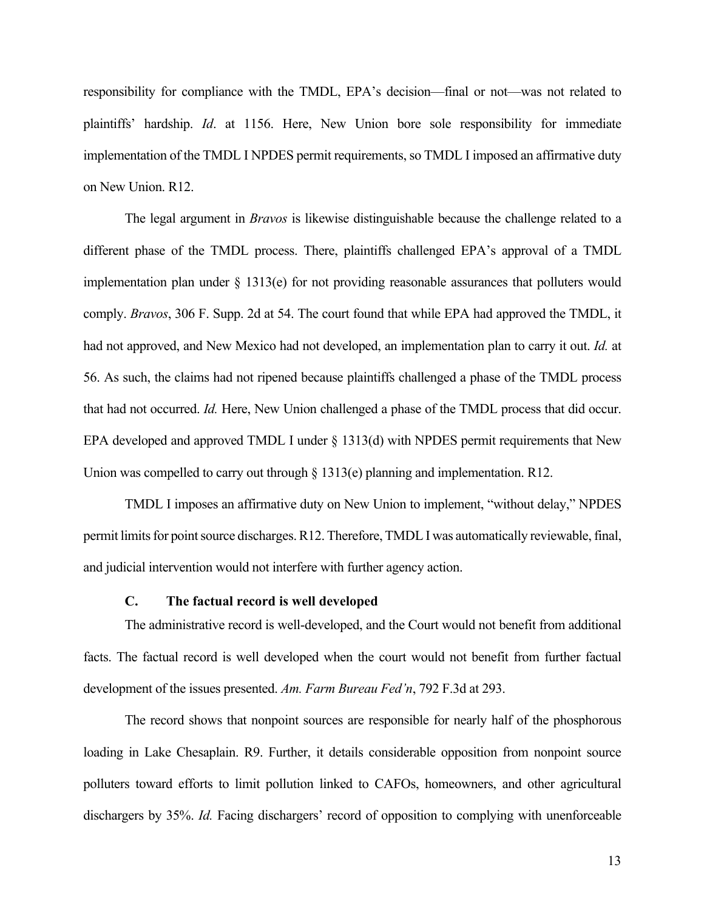responsibility for compliance with the TMDL, EPA's decision—final or not—was not related to plaintiffs' hardship. *Id*. at 1156. Here, New Union bore sole responsibility for immediate implementation of the TMDL I NPDES permit requirements, so TMDL I imposed an affirmative duty on New Union. R12.

The legal argument in *Bravos* is likewise distinguishable because the challenge related to a different phase of the TMDL process. There, plaintiffs challenged EPA's approval of a TMDL implementation plan under § 1313(e) for not providing reasonable assurances that polluters would comply. *Bravos*, 306 F. Supp. 2d at 54. The court found that while EPA had approved the TMDL, it had not approved, and New Mexico had not developed, an implementation plan to carry it out. *Id.* at 56. As such, the claims had not ripened because plaintiffs challenged a phase of the TMDL process that had not occurred. *Id.* Here, New Union challenged a phase of the TMDL process that did occur. EPA developed and approved TMDL I under § 1313(d) with NPDES permit requirements that New Union was compelled to carry out through § 1313(e) planning and implementation. R12.

TMDL I imposes an affirmative duty on New Union to implement, "without delay," NPDES permit limits for point source discharges. R12. Therefore, TMDL I was automatically reviewable, final, and judicial intervention would not interfere with further agency action.

### C. The factual record is well developed

The administrative record is well-developed, and the Court would not benefit from additional facts. The factual record is well developed when the court would not benefit from further factual development of the issues presented. *Am. Farm Bureau Fed'n*, 792 F.3d at 293.

The record shows that nonpoint sources are responsible for nearly half of the phosphorous loading in Lake Chesaplain. R9. Further, it details considerable opposition from nonpoint source polluters toward efforts to limit pollution linked to CAFOs, homeowners, and other agricultural dischargers by 35%. *Id.* Facing dischargers' record of opposition to complying with unenforceable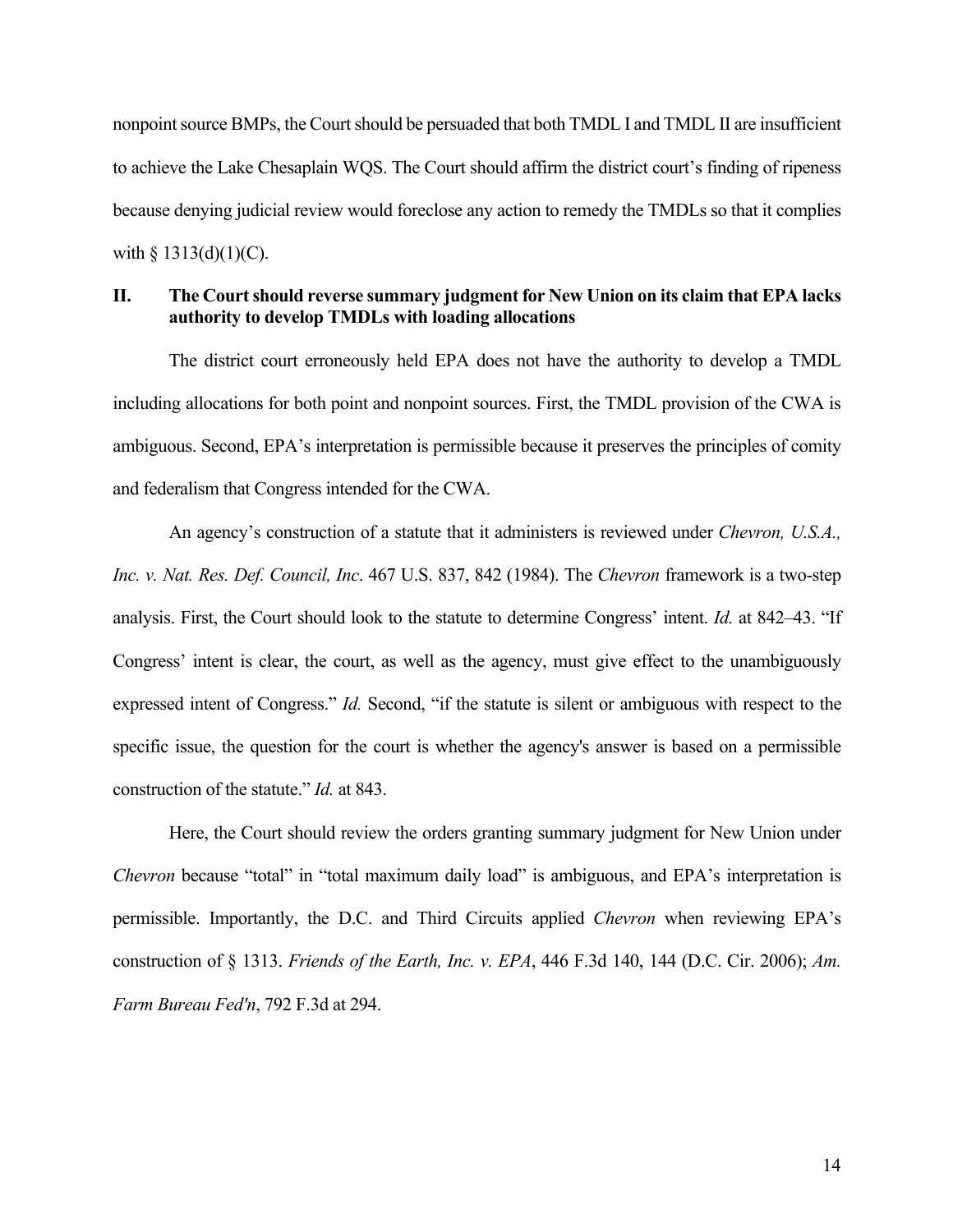nonpoint source BMPs, the Court should be persuaded that both TMDL I and TMDL II are insufficient to achieve the Lake Chesaplain WQS. The Court should affirm the district court's finding of ripeness because denying judicial review would foreclose any action to remedy the TMDLs so that it complies with § 1313(d)(1)(C).

## II. The Court should reverse summary judgment for New Union on its claim that EPA lacks authority to develop TMDLs with loading allocations

The district court erroneously held EPA does not have the authority to develop a TMDL including allocations for both point and nonpoint sources. First, the TMDL provision of the CWA is ambiguous. Second, EPA's interpretation is permissible because it preserves the principles of comity and federalism that Congress intended for the CWA.

An agency's construction of a statute that it administers is reviewed under *Chevron, U.S.A., Inc. v. Nat. Res. Def. Council, Inc*. 467 U.S. 837, 842 (1984). The *Chevron* framework is a two-step analysis. First, the Court should look to the statute to determine Congress' intent. *Id.* at 842–43. "If Congress' intent is clear, the court, as well as the agency, must give effect to the unambiguously expressed intent of Congress." *Id.* Second, "if the statute is silent or ambiguous with respect to the specific issue, the question for the court is whether the agency's answer is based on a permissible construction of the statute." *Id.* at 843.

Here, the Court should review the orders granting summary judgment for New Union under *Chevron* because "total" in "total maximum daily load" is ambiguous, and EPA's interpretation is permissible. Importantly, the D.C. and Third Circuits applied *Chevron* when reviewing EPA's construction of § 1313. *Friends of the Earth, Inc. v. EPA*, 446 F.3d 140, 144 (D.C. Cir. 2006); *Am. Farm Bureau Fed'n*, 792 F.3d at 294.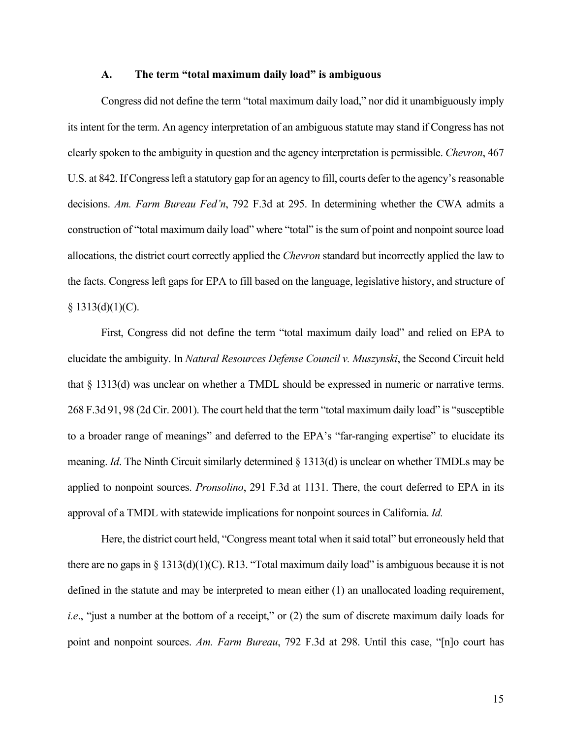### A. The term "total maximum daily load" is ambiguous

Congress did not define the term "total maximum daily load," nor did it unambiguously imply its intent for the term. An agency interpretation of an ambiguous statute may stand if Congress has not clearly spoken to the ambiguity in question and the agency interpretation is permissible. *Chevron*, 467 U.S. at 842. If Congress left a statutory gap for an agency to fill, courts defer to the agency's reasonable decisions. *Am. Farm Bureau Fed'n*, 792 F.3d at 295. In determining whether the CWA admits a construction of "total maximum daily load" where "total" is the sum of point and nonpoint source load allocations, the district court correctly applied the *Chevron* standard but incorrectly applied the law to the facts. Congress left gaps for EPA to fill based on the language, legislative history, and structure of § 1313(d)(1)(C).

First, Congress did not define the term "total maximum daily load" and relied on EPA to elucidate the ambiguity. In *Natural Resources Defense Council v. Muszynski*, the Second Circuit held that § 1313(d) was unclear on whether a TMDL should be expressed in numeric or narrative terms. 268 F.3d 91, 98 (2d Cir. 2001). The court held that the term "total maximum daily load" is "susceptible to a broader range of meanings" and deferred to the EPA's "far-ranging expertise" to elucidate its meaning. *Id*. The Ninth Circuit similarly determined § 1313(d) is unclear on whether TMDLs may be applied to nonpoint sources. *Pronsolino*, 291 F.3d at 1131. There, the court deferred to EPA in its approval of a TMDL with statewide implications for nonpoint sources in California. *Id.*

Here, the district court held, "Congress meant total when it said total" but erroneously held that there are no gaps in § 1313(d)(1)(C). R13. "Total maximum daily load" is ambiguous because it is not defined in the statute and may be interpreted to mean either (1) an unallocated loading requirement, *i.e*., "just a number at the bottom of a receipt," or (2) the sum of discrete maximum daily loads for point and nonpoint sources. *Am. Farm Bureau*, 792 F.3d at 298. Until this case, "[n]o court has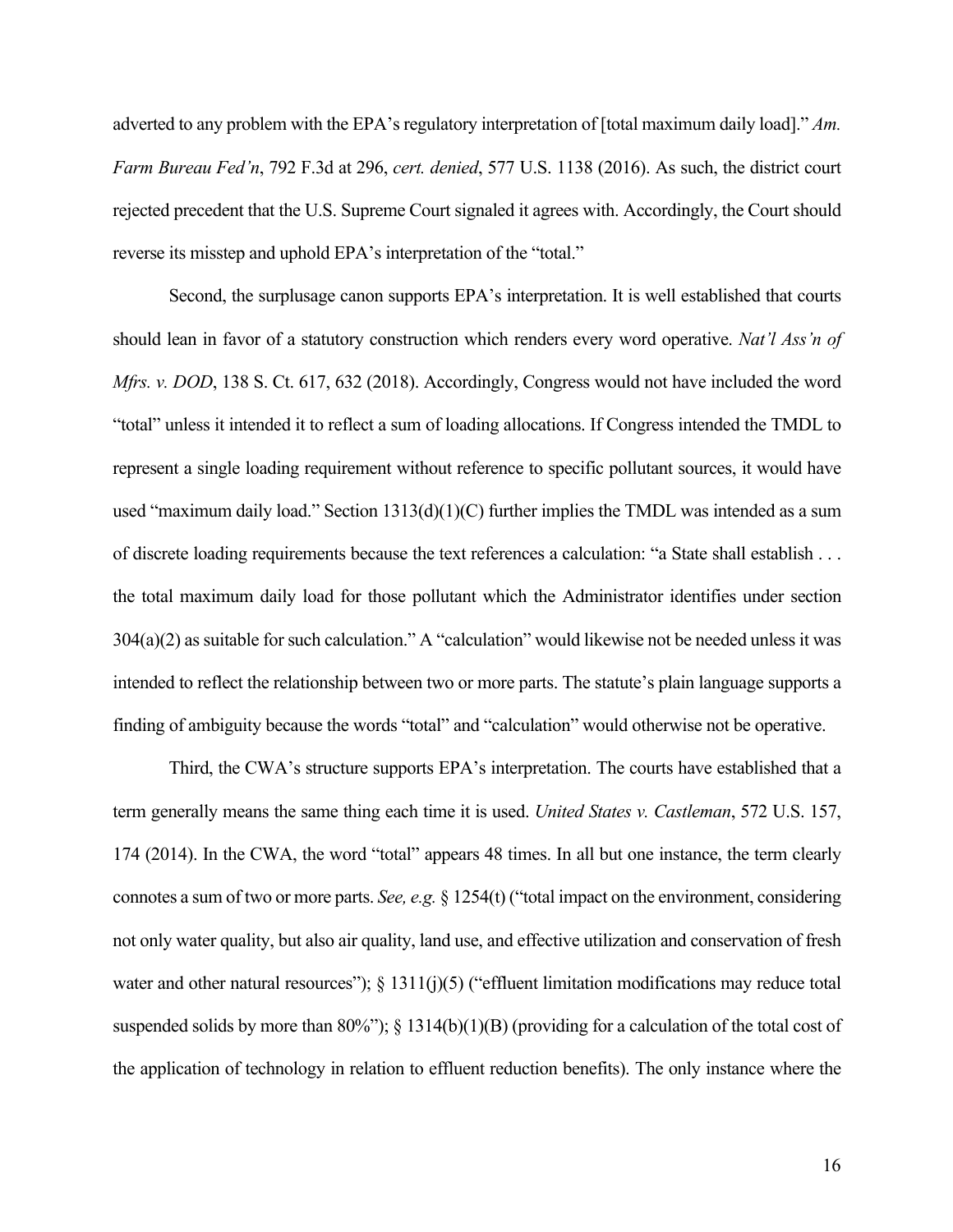adverted to any problem with the EPA's regulatory interpretation of [total maximum daily load]." *Am. Farm Bureau Fed'n*, 792 F.3d at 296, *cert. denied*, 577 U.S. 1138 (2016). As such, the district court rejected precedent that the U.S. Supreme Court signaled it agrees with. Accordingly, the Court should reverse its misstep and uphold EPA's interpretation of the "total."

Second, the surplusage canon supports EPA's interpretation. It is well established that courts should lean in favor of a statutory construction which renders every word operative. *Nat'l Ass'n of Mfrs. v. DOD*, 138 S. Ct. 617, 632 (2018). Accordingly, Congress would not have included the word "total" unless it intended it to reflect a sum of loading allocations. If Congress intended the TMDL to represent a single loading requirement without reference to specific pollutant sources, it would have used "maximum daily load." Section 1313(d)(1)(C) further implies the TMDL was intended as a sum of discrete loading requirements because the text references a calculation: "a State shall establish . . . the total maximum daily load for those pollutant which the Administrator identifies under section 304(a)(2) as suitable for such calculation." A "calculation" would likewise not be needed unless it was intended to reflect the relationship between two or more parts. The statute's plain language supports a finding of ambiguity because the words "total" and "calculation" would otherwise not be operative.

Third, the CWA's structure supports EPA's interpretation. The courts have established that a term generally means the same thing each time it is used. *United States v. Castleman*, 572 U.S. 157, 174 (2014). In the CWA, the word "total" appears 48 times. In all but one instance, the term clearly connotes a sum of two or more parts. *See, e.g.* § 1254(t) ("total impact on the environment, considering not only water quality, but also air quality, land use, and effective utilization and conservation of fresh water and other natural resources"); § 1311(j)(5) ("effluent limitation modifications may reduce total suspended solids by more than 80%"); § 1314(b)(1)(B) (providing for a calculation of the total cost of the application of technology in relation to effluent reduction benefits). The only instance where the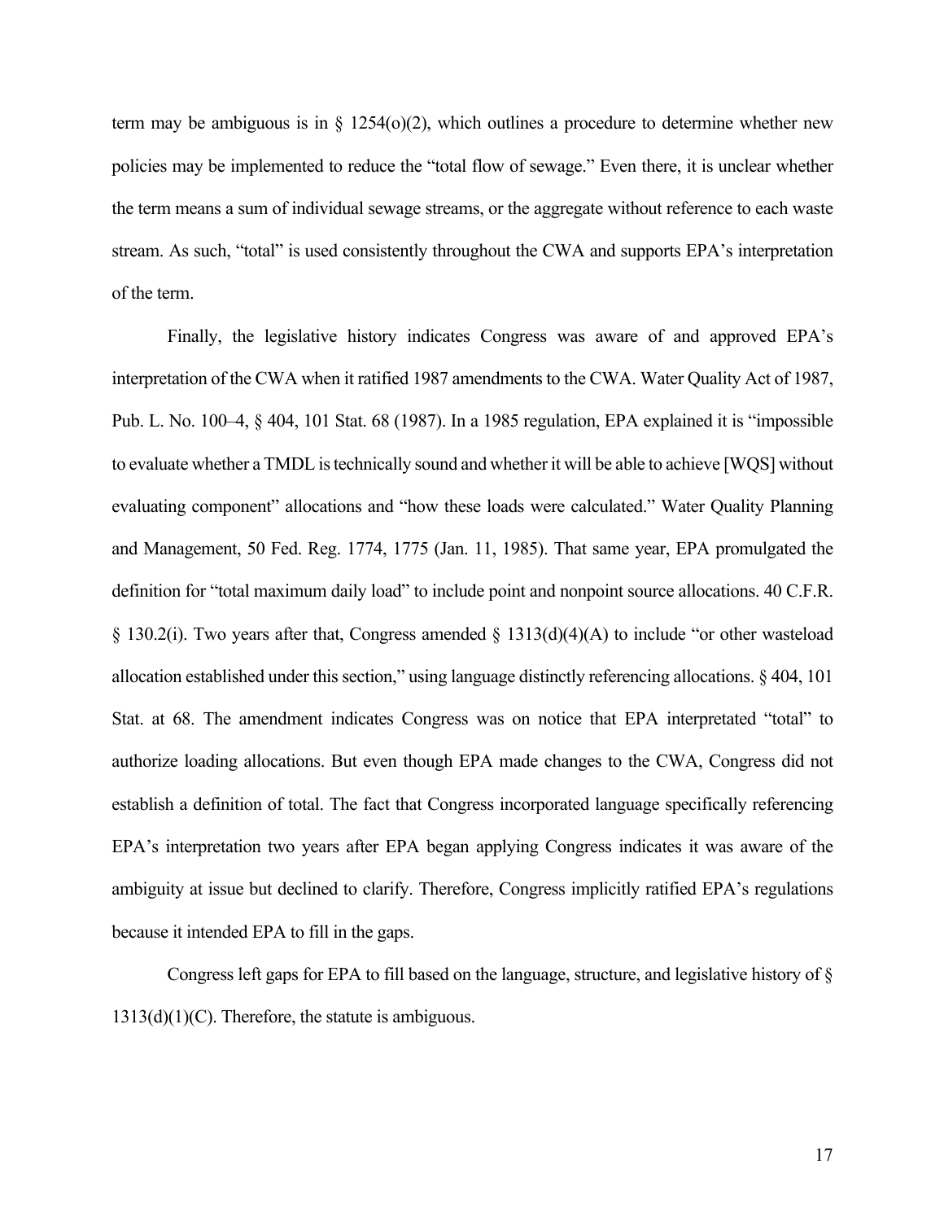term may be ambiguous is in § 1254(o)(2), which outlines a procedure to determine whether new policies may be implemented to reduce the "total flow of sewage." Even there, it is unclear whether the term means a sum of individual sewage streams, or the aggregate without reference to each waste stream. As such, "total" is used consistently throughout the CWA and supports EPA's interpretation of the term.

Finally, the legislative history indicates Congress was aware of and approved EPA's interpretation of the CWA when it ratified 1987 amendments to the CWA. Water Quality Act of 1987, Pub. L. No. 100–4, § 404, 101 Stat. 68 (1987). In a 1985 regulation, EPA explained it is "impossible to evaluate whether a TMDL is technically sound and whether it will be able to achieve [WQS] without evaluating component" allocations and "how these loads were calculated." Water Quality Planning and Management, 50 Fed. Reg. 1774, 1775 (Jan. 11, 1985). That same year, EPA promulgated the definition for "total maximum daily load" to include point and nonpoint source allocations. 40 C.F.R. § 130.2(i). Two years after that, Congress amended § 1313(d)(4)(A) to include "or other wasteload allocation established under this section," using language distinctly referencing allocations. § 404, 101 Stat. at 68. The amendment indicates Congress was on notice that EPA interpretated "total" to authorize loading allocations. But even though EPA made changes to the CWA, Congress did not establish a definition of total. The fact that Congress incorporated language specifically referencing EPA's interpretation two years after EPA began applying Congress indicates it was aware of the ambiguity at issue but declined to clarify. Therefore, Congress implicitly ratified EPA's regulations because it intended EPA to fill in the gaps.

Congress left gaps for EPA to fill based on the language, structure, and legislative history of § 1313(d)(1)(C). Therefore, the statute is ambiguous.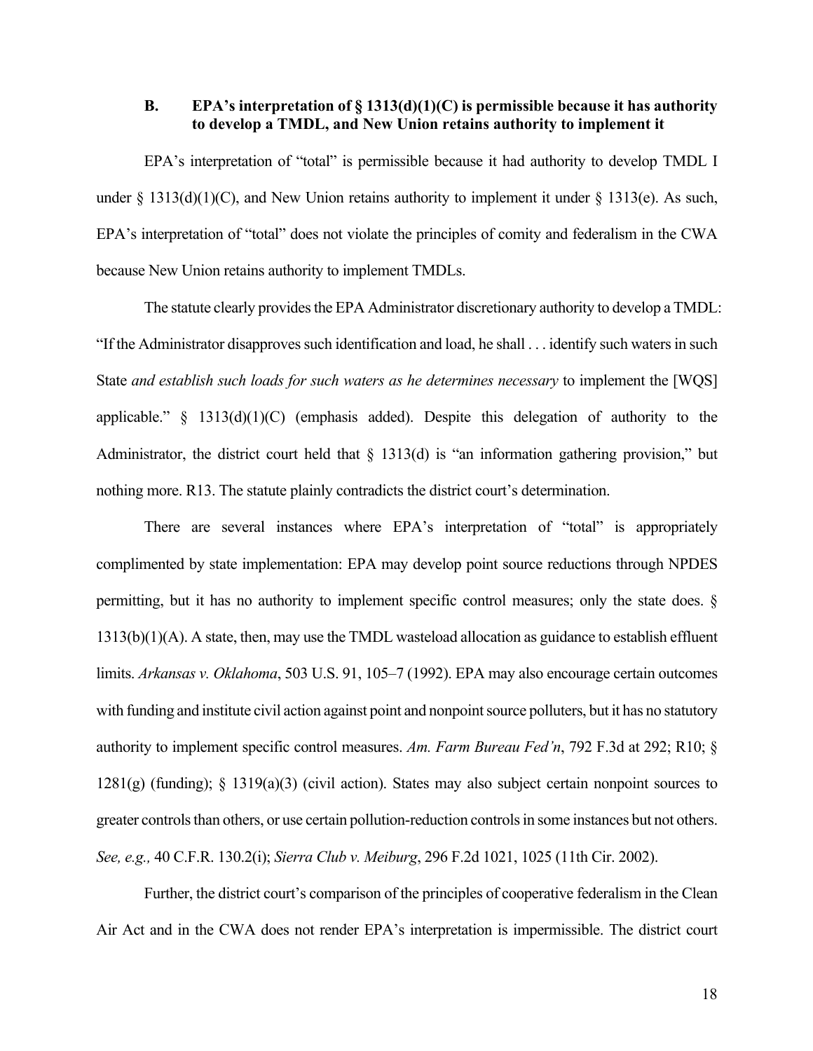### B. EPA's interpretation of § 1313(d)(1)(C) is permissible because it has authority to develop a TMDL, and New Union retains authority to implement it

EPA's interpretation of "total" is permissible because it had authority to develop TMDL I under § 1313(d)(1)(C), and New Union retains authority to implement it under § 1313(e). As such, EPA's interpretation of "total" does not violate the principles of comity and federalism in the CWA because New Union retains authority to implement TMDLs.

The statute clearly provides the EPA Administrator discretionary authority to develop a TMDL: "If the Administrator disapproves such identification and load, he shall . . . identify such waters in such State *and establish such loads for such waters as he determines necessary* to implement the [WQS] applicable." § 1313(d)(1)(C) (emphasis added). Despite this delegation of authority to the Administrator, the district court held that § 1313(d) is "an information gathering provision," but nothing more. R13. The statute plainly contradicts the district court's determination.

There are several instances where EPA's interpretation of "total" is appropriately complimented by state implementation: EPA may develop point source reductions through NPDES permitting, but it has no authority to implement specific control measures; only the state does. § 1313(b)(1)(A). A state, then, may use the TMDL wasteload allocation as guidance to establish effluent limits. *Arkansas v. Oklahoma*, 503 U.S. 91, 105–7 (1992). EPA may also encourage certain outcomes with funding and institute civil action against point and nonpoint source polluters, but it has no statutory authority to implement specific control measures. *Am. Farm Bureau Fed'n*, 792 F.3d at 292; R10; § 1281(g) (funding); § 1319(a)(3) (civil action). States may also subject certain nonpoint sources to greater controls than others, or use certain pollution-reduction controls in some instances but not others. *See, e.g.,* 40 C.F.R. 130.2(i); *Sierra Club v. Meiburg*, 296 F.2d 1021, 1025 (11th Cir. 2002).

Further, the district court's comparison of the principles of cooperative federalism in the Clean Air Act and in the CWA does not render EPA's interpretation is impermissible. The district court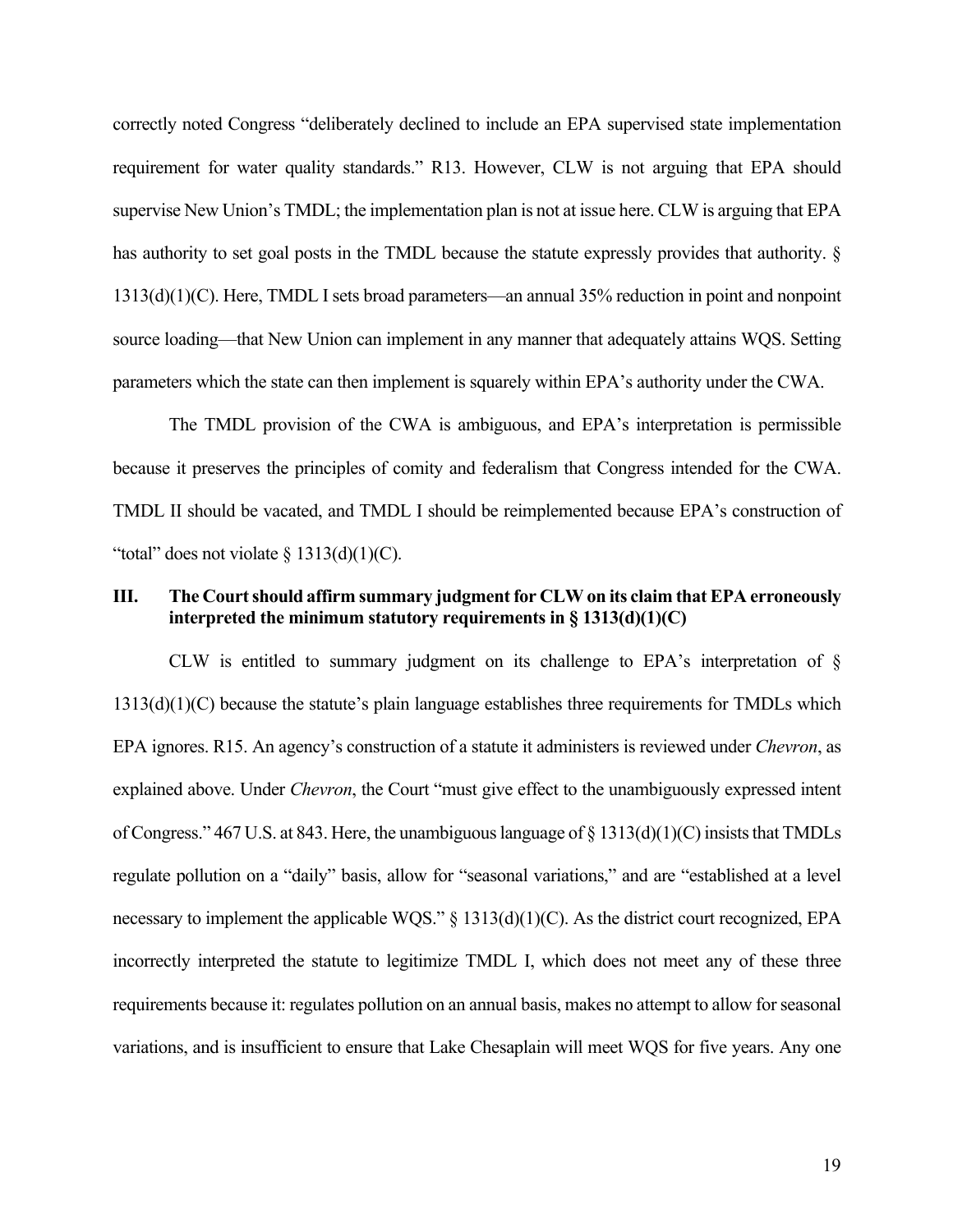correctly noted Congress "deliberately declined to include an EPA supervised state implementation requirement for water quality standards." R13. However, CLW is not arguing that EPA should supervise New Union's TMDL; the implementation plan is not at issue here. CLW is arguing that EPA has authority to set goal posts in the TMDL because the statute expressly provides that authority. § 1313(d)(1)(C). Here, TMDL I sets broad parameters—an annual 35% reduction in point and nonpoint source loading—that New Union can implement in any manner that adequately attains WQS. Setting parameters which the state can then implement is squarely within EPA's authority under the CWA.

The TMDL provision of the CWA is ambiguous, and EPA's interpretation is permissible because it preserves the principles of comity and federalism that Congress intended for the CWA. TMDL II should be vacated, and TMDL I should be reimplemented because EPA's construction of "total" does not violate § 1313(d)(1)(C).

### III. The Court should affirm summary judgment for CLW on its claim that EPA erroneously interpreted the minimum statutory requirements in § 1313(d)(1)(C)

CLW is entitled to summary judgment on its challenge to EPA's interpretation of § 1313(d)(1)(C) because the statute's plain language establishes three requirements for TMDLs which EPA ignores. R15. An agency's construction of a statute it administers is reviewed under *Chevron*, as explained above. Under *Chevron*, the Court "must give effect to the unambiguously expressed intent of Congress." 467 U.S. at 843. Here, the unambiguous language of § 1313(d)(1)(C) insists that TMDLs regulate pollution on a "daily" basis, allow for "seasonal variations," and are "established at a level necessary to implement the applicable WQS." § 1313(d)(1)(C). As the district court recognized, EPA incorrectly interpreted the statute to legitimize TMDL I, which does not meet any of these three requirements because it: regulates pollution on an annual basis, makes no attempt to allow for seasonal variations, and is insufficient to ensure that Lake Chesaplain will meet WQS for five years. Any one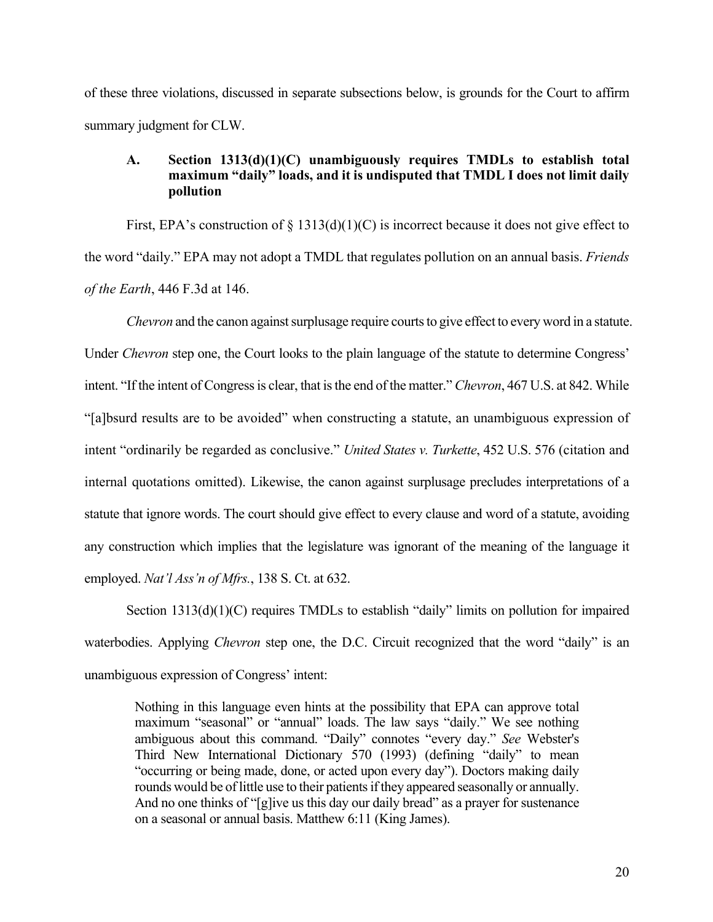of these three violations, discussed in separate subsections below, is grounds for the Court to affirm summary judgment for CLW.

### A. Section 1313(d)(1)(C) unambiguously requires TMDLs to establish total maximum "daily" loads, and it is undisputed that TMDL I does not limit daily pollution

First, EPA's construction of § 1313(d)(1)(C) is incorrect because it does not give effect to the word "daily." EPA may not adopt a TMDL that regulates pollution on an annual basis. *Friends of the Earth*, 446 F.3d at 146.

*Chevron* and the canon against surplusage require courts to give effect to every word in a statute. Under *Chevron* step one, the Court looks to the plain language of the statute to determine Congress' intent. "If the intent of Congress is clear, that is the end of the matter." *Chevron*, 467 U.S. at 842. While "[a]bsurd results are to be avoided" when constructing a statute, an unambiguous expression of intent "ordinarily be regarded as conclusive." *United States v. Turkette*, 452 U.S. 576 (citation and internal quotations omitted). Likewise, the canon against surplusage precludes interpretations of a statute that ignore words. The court should give effect to every clause and word of a statute, avoiding any construction which implies that the legislature was ignorant of the meaning of the language it employed. *Nat'l Ass'n of Mfrs.*, 138 S. Ct. at 632.

Section 1313(d)(1)(C) requires TMDLs to establish "daily" limits on pollution for impaired waterbodies. Applying *Chevron* step one, the D.C. Circuit recognized that the word "daily" is an unambiguous expression of Congress' intent:

> Nothing in this language even hints at the possibility that EPA can approve total maximum "seasonal" or "annual" loads. The law says "daily." We see nothing ambiguous about this command. "Daily" connotes "every day." *See* Webster's Third New International Dictionary 570 (1993) (defining "daily" to mean "occurring or being made, done, or acted upon every day"). Doctors making daily rounds would be of little use to their patients if they appeared seasonally or annually. And no one thinks of "[g]ive us this day our daily bread" as a prayer for sustenance on a seasonal or annual basis. Matthew 6:11 (King James).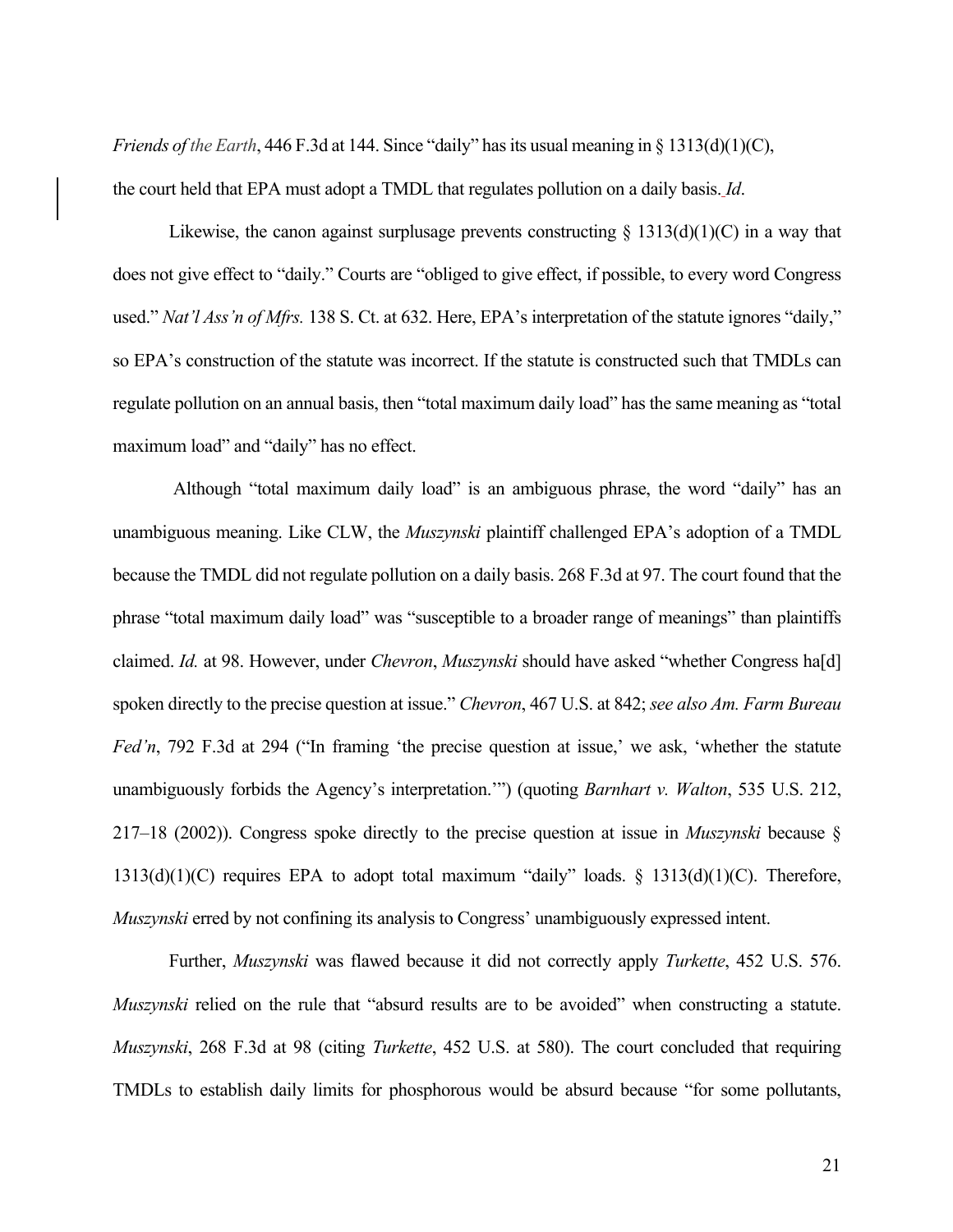*Friends of the Earth*, 446 F.3d at 144. Since "daily" has its usual meaning in § 1313(d)(1)(C), the court held that EPA must adopt a TMDL that regulates pollution on a daily basis. *Id*.

Likewise, the canon against surplusage prevents constructing § 1313(d)(1)(C) in a way that does not give effect to "daily." Courts are "obliged to give effect, if possible, to every word Congress used." *Nat'l Ass'n of Mfrs.* 138 S. Ct. at 632. Here, EPA's interpretation of the statute ignores "daily," so EPA's construction of the statute was incorrect. If the statute is constructed such that TMDLs can regulate pollution on an annual basis, then "total maximum daily load" has the same meaning as "total maximum load" and "daily" has no effect.

Although "total maximum daily load" is an ambiguous phrase, the word "daily" has an unambiguous meaning. Like CLW, the *Muszynski* plaintiff challenged EPA's adoption of a TMDL because the TMDL did not regulate pollution on a daily basis. 268 F.3d at 97. The court found that the phrase "total maximum daily load" was "susceptible to a broader range of meanings" than plaintiffs claimed. *Id.* at 98. However, under *Chevron*, *Muszynski* should have asked "whether Congress ha[d] spoken directly to the precise question at issue." *Chevron*, 467 U.S. at 842; *see also Am. Farm Bureau Fed'n*, 792 F.3d at 294 ("In framing 'the precise question at issue,' we ask, 'whether the statute unambiguously forbids the Agency's interpretation.'") (quoting *Barnhart v. Walton*, 535 U.S. 212, 217–18 (2002)). Congress spoke directly to the precise question at issue in *Muszynski* because § 1313(d)(1)(C) requires EPA to adopt total maximum "daily" loads. § 1313(d)(1)(C). Therefore, *Muszynski* erred by not confining its analysis to Congress' unambiguously expressed intent.

Further, *Muszynski* was flawed because it did not correctly apply *Turkette*, 452 U.S. 576. *Muszynski* relied on the rule that "absurd results are to be avoided" when constructing a statute. *Muszynski*, 268 F.3d at 98 (citing *Turkette*, 452 U.S. at 580). The court concluded that requiring TMDLs to establish daily limits for phosphorous would be absurd because "for some pollutants,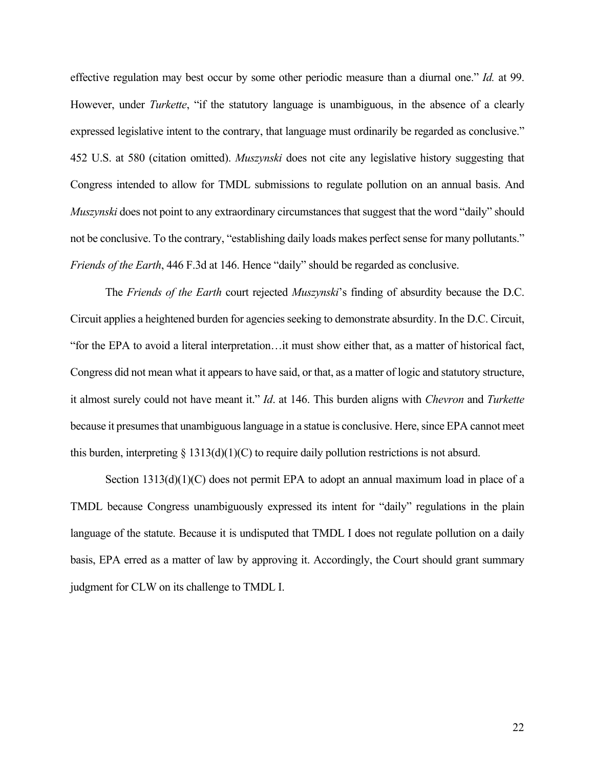effective regulation may best occur by some other periodic measure than a diurnal one." *Id.* at 99. However, under *Turkette*, "if the statutory language is unambiguous, in the absence of a clearly expressed legislative intent to the contrary, that language must ordinarily be regarded as conclusive." 452 U.S. at 580 (citation omitted). *Muszynski* does not cite any legislative history suggesting that Congress intended to allow for TMDL submissions to regulate pollution on an annual basis. And *Muszynski* does not point to any extraordinary circumstances that suggest that the word "daily" should not be conclusive. To the contrary, "establishing daily loads makes perfect sense for many pollutants." *Friends of the Earth*, 446 F.3d at 146. Hence "daily" should be regarded as conclusive.

The *Friends of the Earth* court rejected *Muszynski*'s finding of absurdity because the D.C. Circuit applies a heightened burden for agencies seeking to demonstrate absurdity. In the D.C. Circuit, "for the EPA to avoid a literal interpretation…it must show either that, as a matter of historical fact, Congress did not mean what it appears to have said, or that, as a matter of logic and statutory structure, it almost surely could not have meant it." *Id*. at 146. This burden aligns with *Chevron* and *Turkette* because it presumes that unambiguous language in a statue is conclusive. Here, since EPA cannot meet this burden, interpreting § 1313(d)(1)(C) to require daily pollution restrictions is not absurd.

Section 1313(d)(1)(C) does not permit EPA to adopt an annual maximum load in place of a TMDL because Congress unambiguously expressed its intent for "daily" regulations in the plain language of the statute. Because it is undisputed that TMDL I does not regulate pollution on a daily basis, EPA erred as a matter of law by approving it. Accordingly, the Court should grant summary judgment for CLW on its challenge to TMDL I.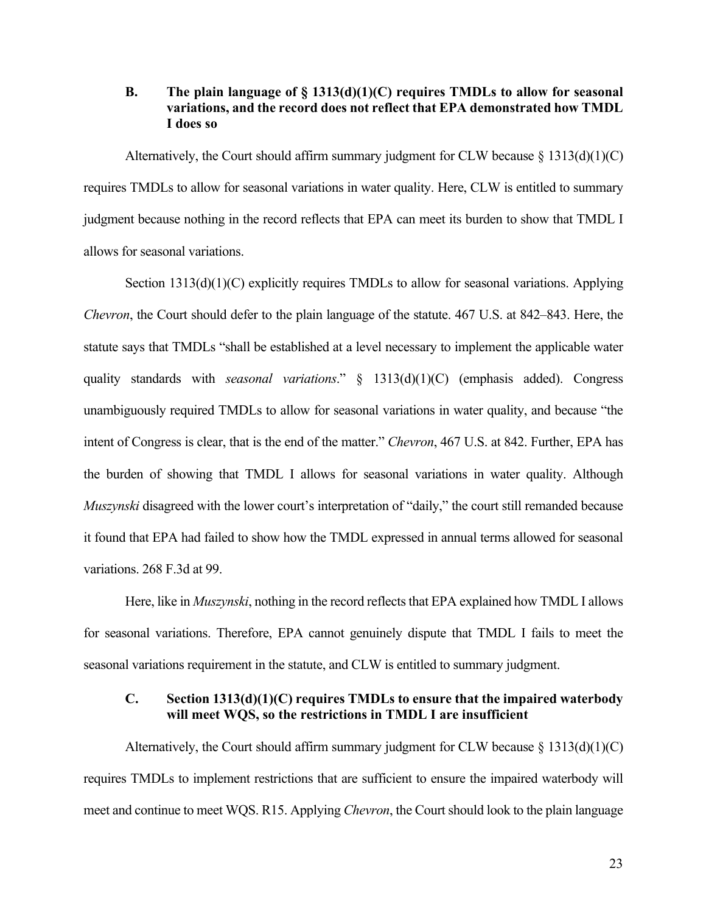### B. The plain language of § 1313(d)(1)(C) requires TMDLs to allow for seasonal variations, and the record does not reflect that EPA demonstrated how TMDL I does so

Alternatively, the Court should affirm summary judgment for CLW because § 1313(d)(1)(C) requires TMDLs to allow for seasonal variations in water quality. Here, CLW is entitled to summary judgment because nothing in the record reflects that EPA can meet its burden to show that TMDL I allows for seasonal variations.

Section 1313(d)(1)(C) explicitly requires TMDLs to allow for seasonal variations. Applying *Chevron*, the Court should defer to the plain language of the statute. 467 U.S. at 842–843. Here, the statute says that TMDLs "shall be established at a level necessary to implement the applicable water quality standards with *seasonal variations*." § 1313(d)(1)(C) (emphasis added). Congress unambiguously required TMDLs to allow for seasonal variations in water quality, and because "the intent of Congress is clear, that is the end of the matter." *Chevron*, 467 U.S. at 842. Further, EPA has the burden of showing that TMDL I allows for seasonal variations in water quality. Although *Muszynski* disagreed with the lower court's interpretation of "daily," the court still remanded because it found that EPA had failed to show how the TMDL expressed in annual terms allowed for seasonal variations. 268 F.3d at 99.

Here, like in *Muszynski*, nothing in the record reflects that EPA explained how TMDL I allows for seasonal variations. Therefore, EPA cannot genuinely dispute that TMDL I fails to meet the seasonal variations requirement in the statute, and CLW is entitled to summary judgment.

### C. Section 1313(d)(1)(C) requires TMDLs to ensure that the impaired waterbody will meet WQS, so the restrictions in TMDL I are insufficient

Alternatively, the Court should affirm summary judgment for CLW because § 1313(d)(1)(C) requires TMDLs to implement restrictions that are sufficient to ensure the impaired waterbody will meet and continue to meet WQS. R15. Applying *Chevron*, the Court should look to the plain language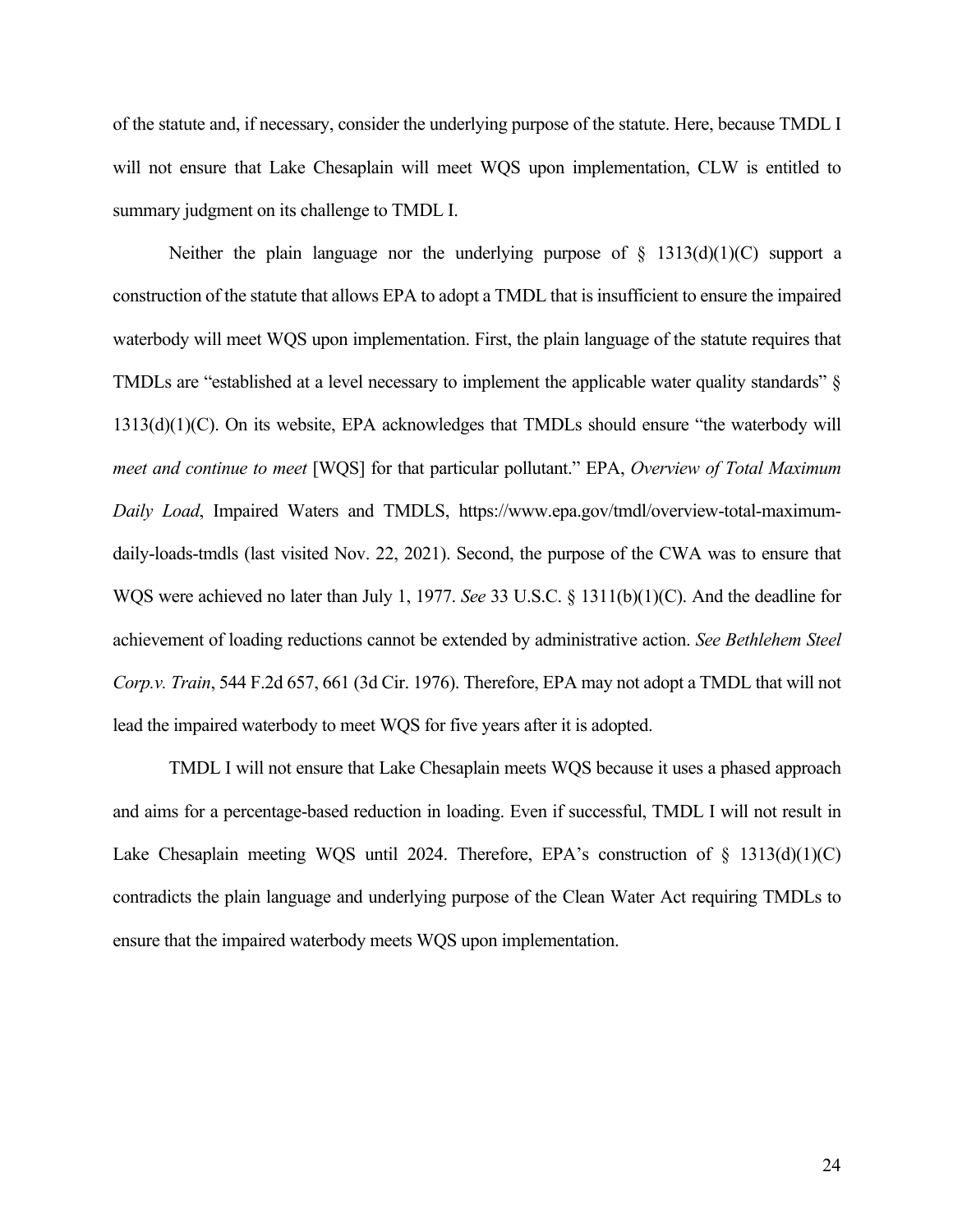of the statute and, if necessary, consider the underlying purpose of the statute. Here, because TMDL I will not ensure that Lake Chesaplain will meet WQS upon implementation, CLW is entitled to summary judgment on its challenge to TMDL I.

Neither the plain language nor the underlying purpose of § 1313(d)(1)(C) support a construction of the statute that allows EPA to adopt a TMDL that is insufficient to ensure the impaired waterbody will meet WQS upon implementation. First, the plain language of the statute requires that TMDLs are "established at a level necessary to implement the applicable water quality standards" § 1313(d)(1)(C). On its website, EPA acknowledges that TMDLs should ensure "the waterbody will *meet and continue to meet* [WQS] for that particular pollutant." EPA, *Overview of Total Maximum Daily Load*, Impaired Waters and TMDLS, https://www.epa.gov/tmdl/overview-total-maximum-daily-loads-tmdls (last visited Nov. 22, 2021). Second, the purpose of the CWA was to ensure that WQS were achieved no later than July 1, 1977. *See* 33 U.S.C. § 1311(b)(1)(C). And the deadline for achievement of loading reductions cannot be extended by administrative action. *See Bethlehem Steel Corp.v. Train*, 544 F.2d 657, 661 (3d Cir. 1976). Therefore, EPA may not adopt a TMDL that will not lead the impaired waterbody to meet WQS for five years after it is adopted.

TMDL I will not ensure that Lake Chesaplain meets WQS because it uses a phased approach and aims for a percentage-based reduction in loading. Even if successful, TMDL I will not result in Lake Chesaplain meeting WQS until 2024. Therefore, EPA's construction of § 1313(d)(1)(C) contradicts the plain language and underlying purpose of the Clean Water Act requiring TMDLs to ensure that the impaired waterbody meets WQS upon implementation.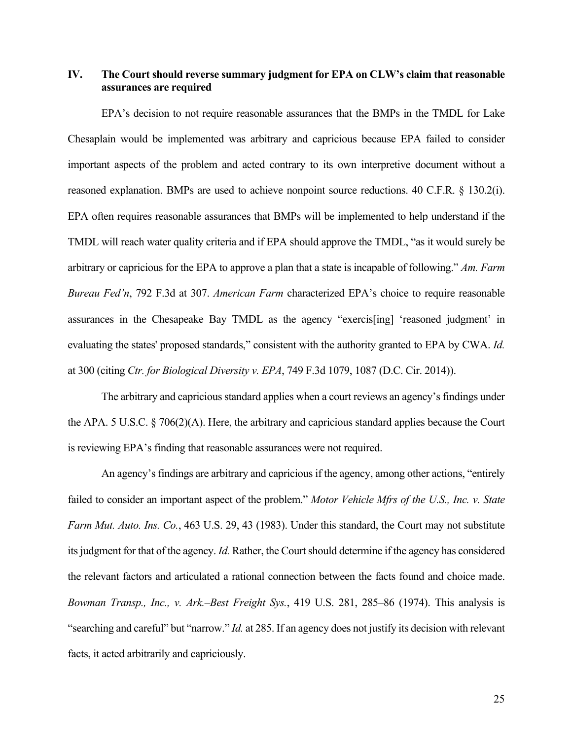## IV. The Court should reverse summary judgment for EPA on CLW's claim that reasonable assurances are required

EPA's decision to not require reasonable assurances that the BMPs in the TMDL for Lake Chesaplain would be implemented was arbitrary and capricious because EPA failed to consider important aspects of the problem and acted contrary to its own interpretive document without a reasoned explanation. BMPs are used to achieve nonpoint source reductions. 40 C.F.R. § 130.2(i). EPA often requires reasonable assurances that BMPs will be implemented to help understand if the TMDL will reach water quality criteria and if EPA should approve the TMDL, "as it would surely be arbitrary or capricious for the EPA to approve a plan that a state is incapable of following." *Am. Farm Bureau Fed'n*, 792 F.3d at 307. *American Farm* characterized EPA's choice to require reasonable assurances in the Chesapeake Bay TMDL as the agency "exercis[ing] 'reasoned judgment' in evaluating the states' proposed standards," consistent with the authority granted to EPA by CWA. *Id.* at 300 (citing *Ctr. for Biological Diversity v. EPA*, 749 F.3d 1079, 1087 (D.C. Cir. 2014)).

The arbitrary and capricious standard applies when a court reviews an agency's findings under the APA. 5 U.S.C. § 706(2)(A). Here, the arbitrary and capricious standard applies because the Court is reviewing EPA's finding that reasonable assurances were not required.

An agency's findings are arbitrary and capricious if the agency, among other actions, "entirely failed to consider an important aspect of the problem." *Motor Vehicle Mfrs of the U.S., Inc. v. State Farm Mut. Auto. Ins. Co.*, 463 U.S. 29, 43 (1983). Under this standard, the Court may not substitute its judgment for that of the agency. *Id.* Rather, the Court should determine if the agency has considered the relevant factors and articulated a rational connection between the facts found and choice made. *Bowman Transp., Inc., v. Ark.–Best Freight Sys.*, 419 U.S. 281, 285–86 (1974). This analysis is "searching and careful" but "narrow." *Id.* at 285. If an agency does not justify its decision with relevant facts, it acted arbitrarily and capriciously.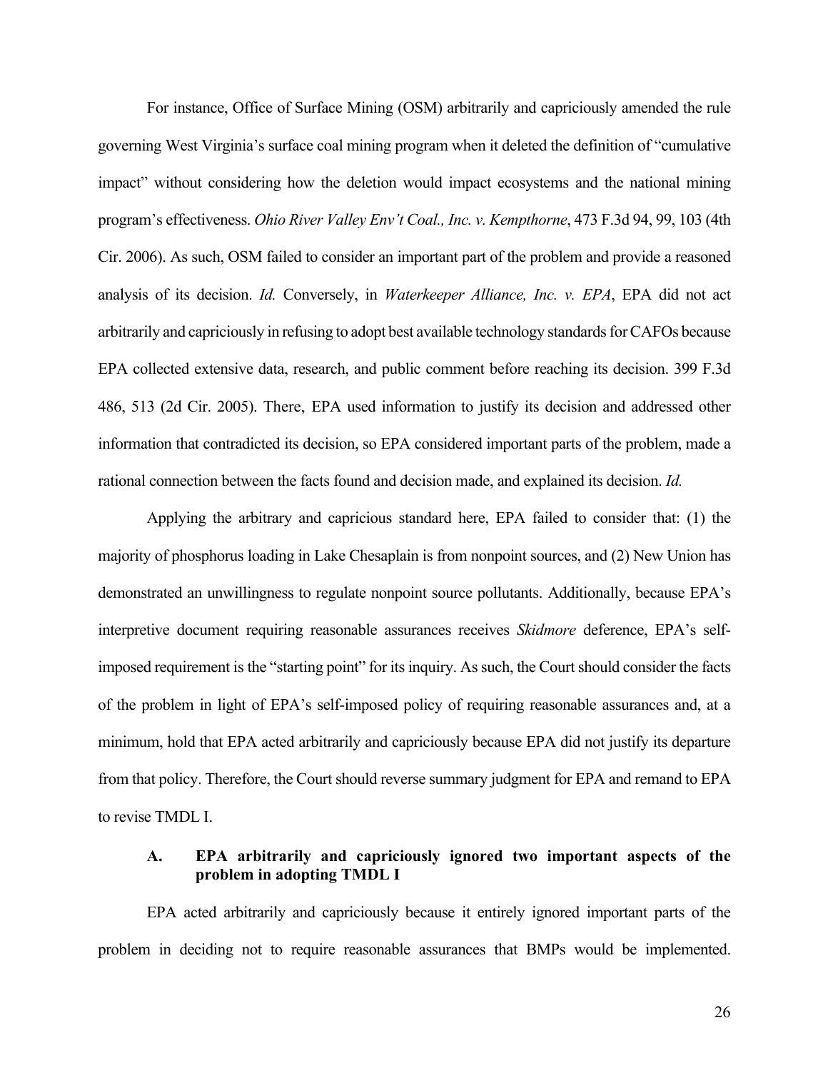For instance, Office of Surface Mining (OSM) arbitrarily and capriciously amended the rule governing West Virginia's surface coal mining program when it deleted the definition of "cumulative impact" without considering how the deletion would impact ecosystems and the national mining program's effectiveness. *Ohio River Valley Env't Coal., Inc. v. Kempthorne*, 473 F.3d 94, 99, 103 (4th Cir. 2006). As such, OSM failed to consider an important part of the problem and provide a reasoned analysis of its decision. *Id.* Conversely, in *Waterkeeper Alliance, Inc. v. EPA*, EPA did not act arbitrarily and capriciously in refusing to adopt best available technology standards for CAFOs because EPA collected extensive data, research, and public comment before reaching its decision. 399 F.3d 486, 513 (2d Cir. 2005). There, EPA used information to justify its decision and addressed other information that contradicted its decision, so EPA considered important parts of the problem, made a rational connection between the facts found and decision made, and explained its decision. *Id.*

Applying the arbitrary and capricious standard here, EPA failed to consider that: (1) the majority of phosphorus loading in Lake Chesaplain is from nonpoint sources, and (2) New Union has demonstrated an unwillingness to regulate nonpoint source pollutants. Additionally, because EPA's interpretive document requiring reasonable assurances receives *Skidmore* deference, EPA's self-imposed requirement is the "starting point" for its inquiry. As such, the Court should consider the facts of the problem in light of EPA's self-imposed policy of requiring reasonable assurances and, at a minimum, hold that EPA acted arbitrarily and capriciously because EPA did not justify its departure from that policy. Therefore, the Court should reverse summary judgment for EPA and remand to EPA to revise TMDL I.

### A. EPA arbitrarily and capriciously ignored two important aspects of the problem in adopting TMDL I

EPA acted arbitrarily and capriciously because it entirely ignored important parts of the problem in deciding not to require reasonable assurances that BMPs would be implemented.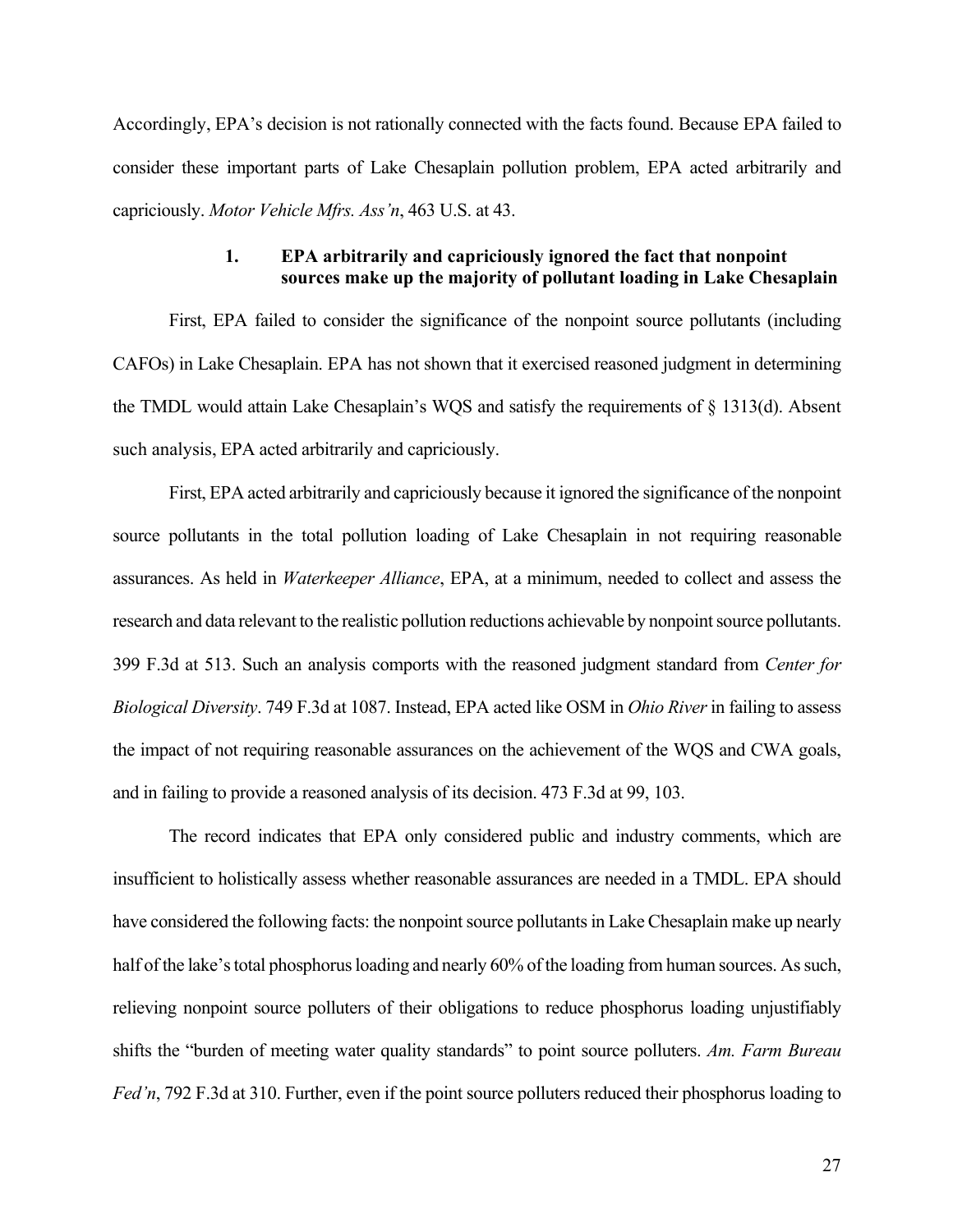Accordingly, EPA's decision is not rationally connected with the facts found. Because EPA failed to consider these important parts of Lake Chesaplain pollution problem, EPA acted arbitrarily and capriciously. *Motor Vehicle Mfrs. Ass'n*, 463 U.S. at 43.

#### 1. EPA arbitrarily and capriciously ignored the fact that nonpoint sources make up the majority of pollutant loading in Lake Chesaplain

First, EPA failed to consider the significance of the nonpoint source pollutants (including CAFOs) in Lake Chesaplain. EPA has not shown that it exercised reasoned judgment in determining the TMDL would attain Lake Chesaplain's WQS and satisfy the requirements of § 1313(d). Absent such analysis, EPA acted arbitrarily and capriciously.

First, EPA acted arbitrarily and capriciously because it ignored the significance of the nonpoint source pollutants in the total pollution loading of Lake Chesaplain in not requiring reasonable assurances. As held in *Waterkeeper Alliance*, EPA, at a minimum, needed to collect and assess the research and data relevant to the realistic pollution reductions achievable by nonpoint source pollutants. 399 F.3d at 513. Such an analysis comports with the reasoned judgment standard from *Center for Biological Diversity*. 749 F.3d at 1087. Instead, EPA acted like OSM in *Ohio River* in failing to assess the impact of not requiring reasonable assurances on the achievement of the WQS and CWA goals, and in failing to provide a reasoned analysis of its decision. 473 F.3d at 99, 103.

The record indicates that EPA only considered public and industry comments, which are insufficient to holistically assess whether reasonable assurances are needed in a TMDL. EPA should have considered the following facts: the nonpoint source pollutants in Lake Chesaplain make up nearly half of the lake's total phosphorus loading and nearly 60% of the loading from human sources. As such, relieving nonpoint source polluters of their obligations to reduce phosphorus loading unjustifiably shifts the "burden of meeting water quality standards" to point source polluters. *Am. Farm Bureau Fed'n*, 792 F.3d at 310. Further, even if the point source polluters reduced their phosphorus loading to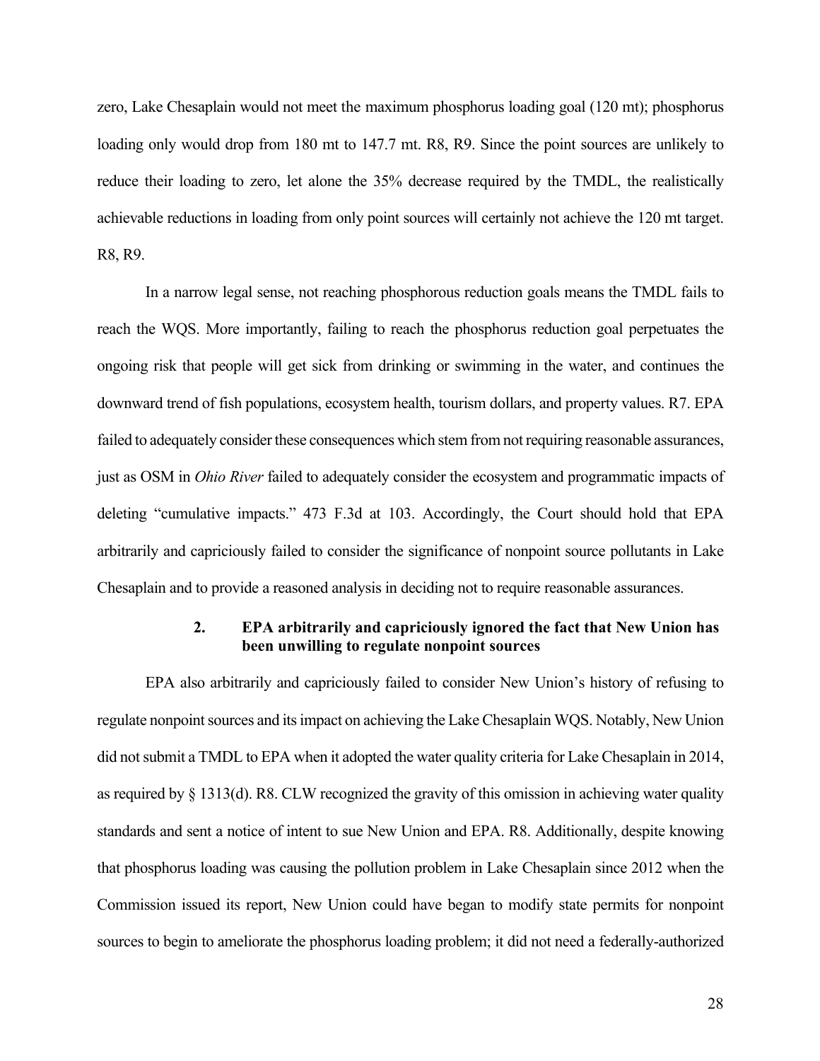zero, Lake Chesaplain would not meet the maximum phosphorus loading goal (120 mt); phosphorus loading only would drop from 180 mt to 147.7 mt. R8, R9. Since the point sources are unlikely to reduce their loading to zero, let alone the 35% decrease required by the TMDL, the realistically achievable reductions in loading from only point sources will certainly not achieve the 120 mt target. R8, R9.

In a narrow legal sense, not reaching phosphorous reduction goals means the TMDL fails to reach the WQS. More importantly, failing to reach the phosphorus reduction goal perpetuates the ongoing risk that people will get sick from drinking or swimming in the water, and continues the downward trend of fish populations, ecosystem health, tourism dollars, and property values. R7. EPA failed to adequately consider these consequences which stem from not requiring reasonable assurances, just as OSM in *Ohio River* failed to adequately consider the ecosystem and programmatic impacts of deleting "cumulative impacts." 473 F.3d at 103. Accordingly, the Court should hold that EPA arbitrarily and capriciously failed to consider the significance of nonpoint source pollutants in Lake Chesaplain and to provide a reasoned analysis in deciding not to require reasonable assurances.

#### 2. EPA arbitrarily and capriciously ignored the fact that New Union has been unwilling to regulate nonpoint sources

EPA also arbitrarily and capriciously failed to consider New Union's history of refusing to regulate nonpoint sources and its impact on achieving the Lake Chesaplain WQS. Notably, New Union did not submit a TMDL to EPA when it adopted the water quality criteria for Lake Chesaplain in 2014, as required by § 1313(d). R8. CLW recognized the gravity of this omission in achieving water quality standards and sent a notice of intent to sue New Union and EPA. R8. Additionally, despite knowing that phosphorus loading was causing the pollution problem in Lake Chesaplain since 2012 when the Commission issued its report, New Union could have began to modify state permits for nonpoint sources to begin to ameliorate the phosphorus loading problem; it did not need a federally-authorized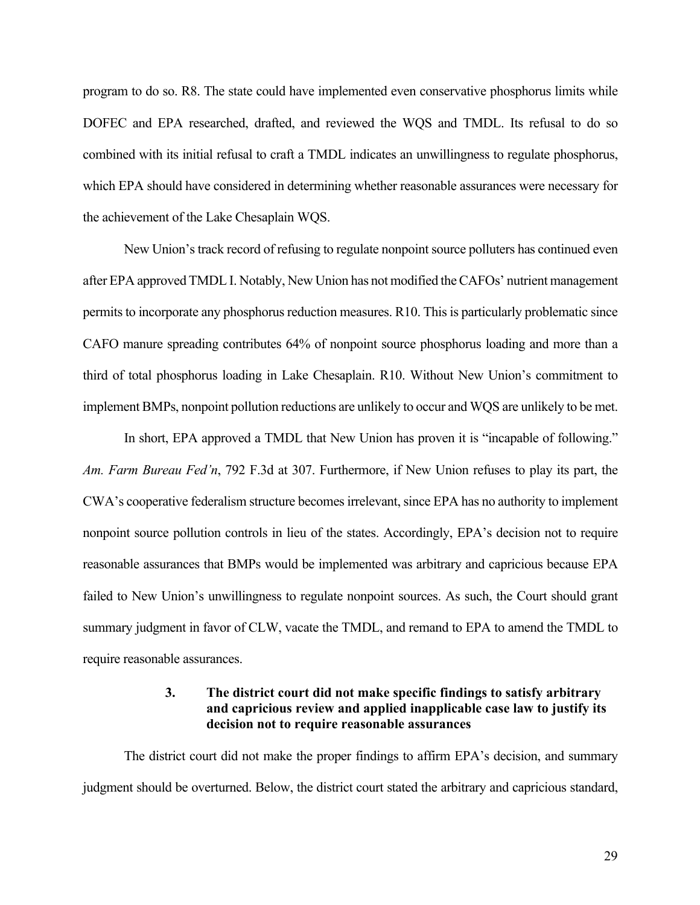program to do so. R8. The state could have implemented even conservative phosphorus limits while DOFEC and EPA researched, drafted, and reviewed the WQS and TMDL. Its refusal to do so combined with its initial refusal to craft a TMDL indicates an unwillingness to regulate phosphorus, which EPA should have considered in determining whether reasonable assurances were necessary for the achievement of the Lake Chesaplain WQS.

New Union's track record of refusing to regulate nonpoint source polluters has continued even after EPA approved TMDL I. Notably, New Union has not modified the CAFOs' nutrient management permits to incorporate any phosphorus reduction measures. R10. This is particularly problematic since CAFO manure spreading contributes 64% of nonpoint source phosphorus loading and more than a third of total phosphorus loading in Lake Chesaplain. R10. Without New Union's commitment to implement BMPs, nonpoint pollution reductions are unlikely to occur and WQS are unlikely to be met.

In short, EPA approved a TMDL that New Union has proven it is "incapable of following." *Am. Farm Bureau Fed'n*, 792 F.3d at 307. Furthermore, if New Union refuses to play its part, the CWA's cooperative federalism structure becomes irrelevant, since EPA has no authority to implement nonpoint source pollution controls in lieu of the states. Accordingly, EPA's decision not to require reasonable assurances that BMPs would be implemented was arbitrary and capricious because EPA failed to New Union's unwillingness to regulate nonpoint sources. As such, the Court should grant summary judgment in favor of CLW, vacate the TMDL, and remand to EPA to amend the TMDL to require reasonable assurances.

#### 3. The district court did not make specific findings to satisfy arbitrary and capricious review and applied inapplicable case law to justify its decision not to require reasonable assurances

The district court did not make the proper findings to affirm EPA's decision, and summary judgment should be overturned. Below, the district court stated the arbitrary and capricious standard,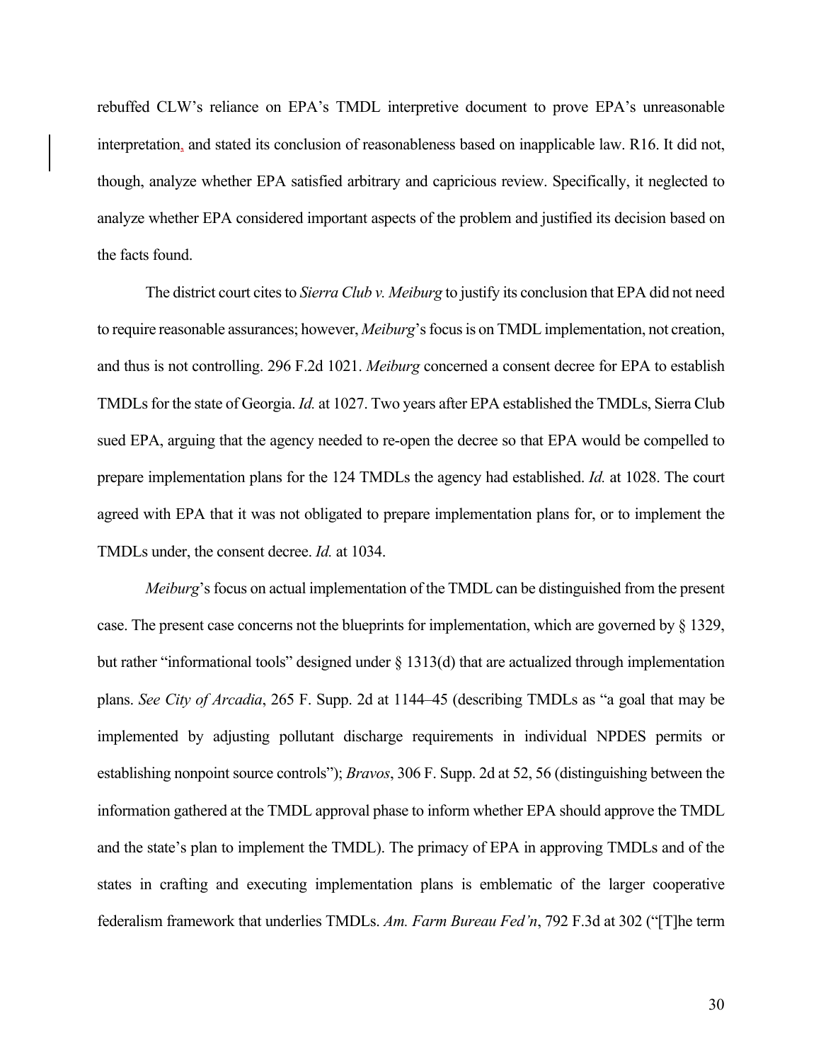rebuffed CLW's reliance on EPA's TMDL interpretive document to prove EPA's unreasonable interpretation, and stated its conclusion of reasonableness based on inapplicable law. R16. It did not, though, analyze whether EPA satisfied arbitrary and capricious review. Specifically, it neglected to analyze whether EPA considered important aspects of the problem and justified its decision based on the facts found.

The district court cites to *Sierra Club v. Meiburg* to justify its conclusion that EPA did not need to require reasonable assurances; however, *Meiburg*'s focus is on TMDL implementation, not creation, and thus is not controlling. 296 F.2d 1021. *Meiburg* concerned a consent decree for EPA to establish TMDLs for the state of Georgia. *Id.* at 1027. Two years after EPA established the TMDLs, Sierra Club sued EPA, arguing that the agency needed to re-open the decree so that EPA would be compelled to prepare implementation plans for the 124 TMDLs the agency had established. *Id.* at 1028. The court agreed with EPA that it was not obligated to prepare implementation plans for, or to implement the TMDLs under, the consent decree. *Id.* at 1034.

*Meiburg*'s focus on actual implementation of the TMDL can be distinguished from the present case. The present case concerns not the blueprints for implementation, which are governed by § 1329, but rather "informational tools" designed under § 1313(d) that are actualized through implementation plans. *See City of Arcadia*, 265 F. Supp. 2d at 1144–45 (describing TMDLs as "a goal that may be implemented by adjusting pollutant discharge requirements in individual NPDES permits or establishing nonpoint source controls"); *Bravos*, 306 F. Supp. 2d at 52, 56 (distinguishing between the information gathered at the TMDL approval phase to inform whether EPA should approve the TMDL and the state's plan to implement the TMDL). The primacy of EPA in approving TMDLs and of the states in crafting and executing implementation plans is emblematic of the larger cooperative federalism framework that underlies TMDLs. *Am. Farm Bureau Fed'n*, 792 F.3d at 302 ("[T]he term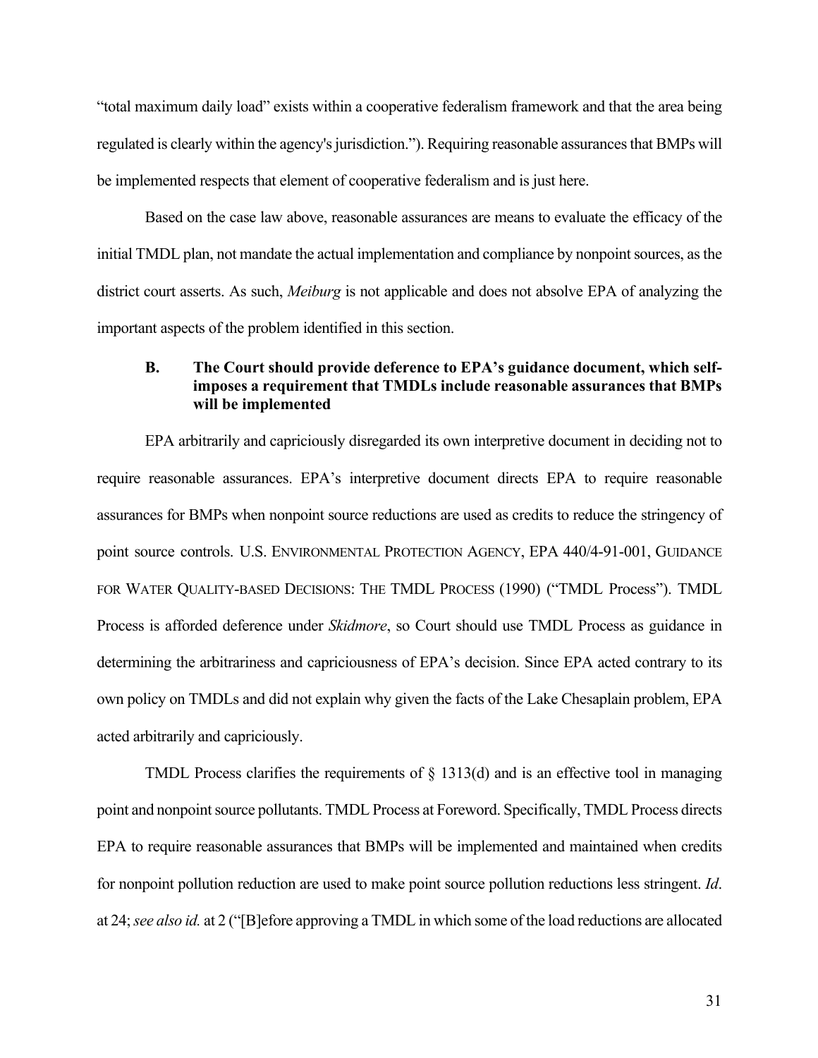"total maximum daily load" exists within a cooperative federalism framework and that the area being regulated is clearly within the agency's jurisdiction."). Requiring reasonable assurances that BMPs will be implemented respects that element of cooperative federalism and is just here.

Based on the case law above, reasonable assurances are means to evaluate the efficacy of the initial TMDL plan, not mandate the actual implementation and compliance by nonpoint sources, as the district court asserts. As such, *Meiburg* is not applicable and does not absolve EPA of analyzing the important aspects of the problem identified in this section.

### B. The Court should provide deference to EPA's guidance document, which self-imposes a requirement that TMDLs include reasonable assurances that BMPs will be implemented

EPA arbitrarily and capriciously disregarded its own interpretive document in deciding not to require reasonable assurances. EPA's interpretive document directs EPA to require reasonable assurances for BMPs when nonpoint source reductions are used as credits to reduce the stringency of point source controls. U.S. ENVIRONMENTAL PROTECTION AGENCY, EPA 440/4-91-001, GUIDANCE FOR WATER QUALITY-BASED DECISIONS: THE TMDL PROCESS (1990) ("TMDL Process"). TMDL Process is afforded deference under *Skidmore*, so Court should use TMDL Process as guidance in determining the arbitrariness and capriciousness of EPA's decision. Since EPA acted contrary to its own policy on TMDLs and did not explain why given the facts of the Lake Chesaplain problem, EPA acted arbitrarily and capriciously.

TMDL Process clarifies the requirements of § 1313(d) and is an effective tool in managing point and nonpoint source pollutants. TMDL Process at Foreword. Specifically, TMDL Process directs EPA to require reasonable assurances that BMPs will be implemented and maintained when credits for nonpoint pollution reduction are used to make point source pollution reductions less stringent. *Id*. at 24; *see also id.* at 2 ("[B]efore approving a TMDL in which some of the load reductions are allocated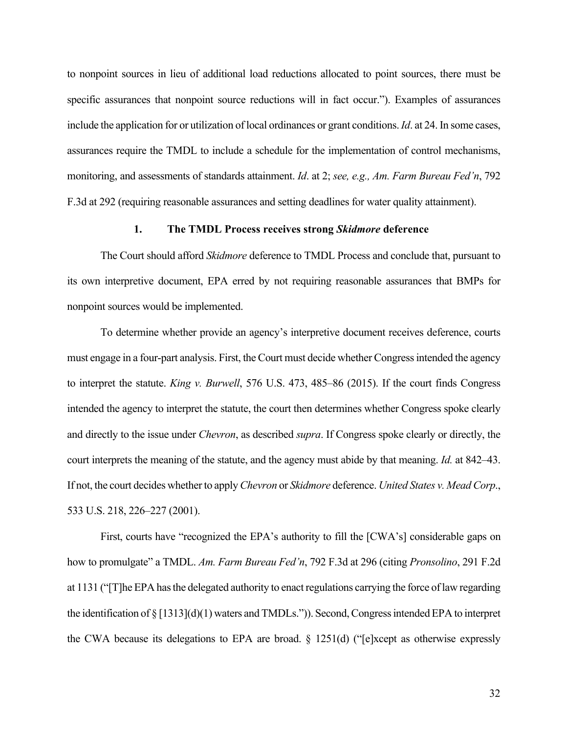to nonpoint sources in lieu of additional load reductions allocated to point sources, there must be specific assurances that nonpoint source reductions will in fact occur."). Examples of assurances include the application for or utilization of local ordinances or grant conditions. *Id*. at 24. In some cases, assurances require the TMDL to include a schedule for the implementation of control mechanisms, monitoring, and assessments of standards attainment. *Id*. at 2; *see, e.g., Am. Farm Bureau Fed'n*, 792 F.3d at 292 (requiring reasonable assurances and setting deadlines for water quality attainment).

### 1. The TMDL Process receives strong *Skidmore* deference

The Court should afford *Skidmore* deference to TMDL Process and conclude that, pursuant to its own interpretive document, EPA erred by not requiring reasonable assurances that BMPs for nonpoint sources would be implemented.

To determine whether provide an agency's interpretive document receives deference, courts must engage in a four-part analysis. First, the Court must decide whether Congress intended the agency to interpret the statute. *King v. Burwell*, 576 U.S. 473, 485–86 (2015). If the court finds Congress intended the agency to interpret the statute, the court then determines whether Congress spoke clearly and directly to the issue under *Chevron*, as described *supra*. If Congress spoke clearly or directly, the court interprets the meaning of the statute, and the agency must abide by that meaning. *Id.* at 842–43. If not, the court decides whether to apply *Chevron* or *Skidmore* deference. *United States v. Mead Corp*., 533 U.S. 218, 226–227 (2001).

First, courts have "recognized the EPA's authority to fill the [CWA's] considerable gaps on how to promulgate" a TMDL. *Am. Farm Bureau Fed'n*, 792 F.3d at 296 (citing *Pronsolino*, 291 F.2d at 1131 ("[T]he EPA has the delegated authority to enact regulations carrying the force of law regarding the identification of § [1313](d)(1) waters and TMDLs.")). Second, Congress intended EPA to interpret the CWA because its delegations to EPA are broad. § 1251(d) ("[e]xcept as otherwise expressly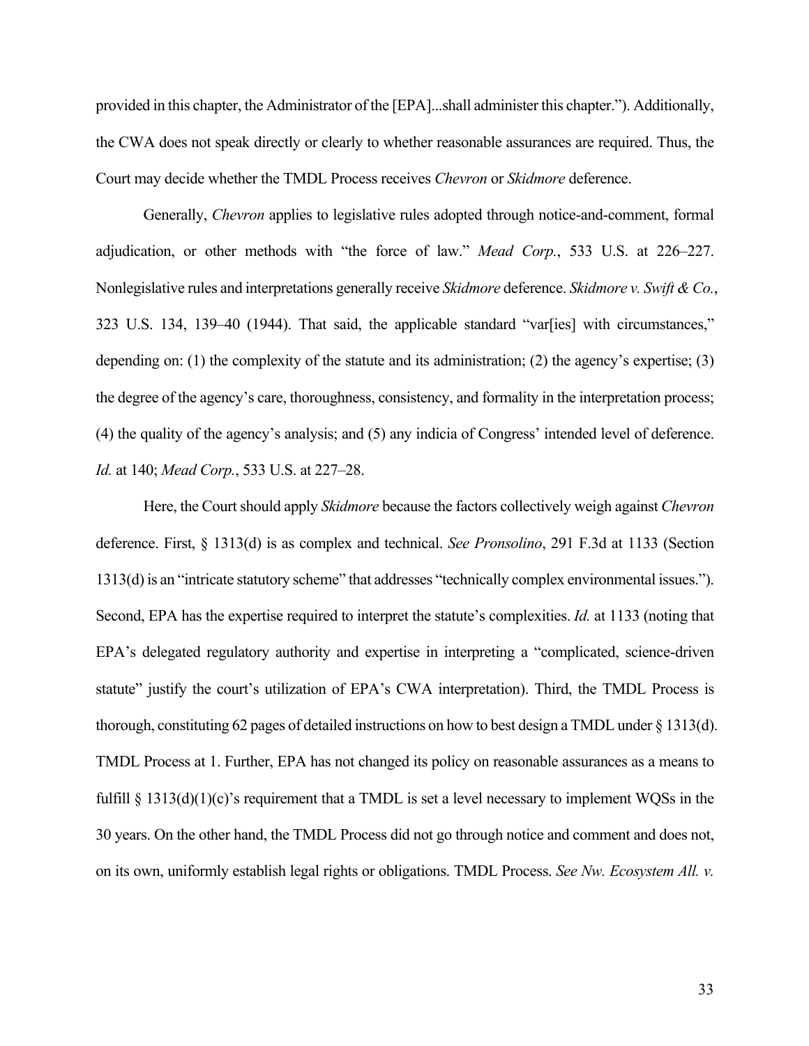provided in this chapter, the Administrator of the [EPA]...shall administer this chapter."). Additionally, the CWA does not speak directly or clearly to whether reasonable assurances are required. Thus, the Court may decide whether the TMDL Process receives *Chevron* or *Skidmore* deference.

Generally, *Chevron* applies to legislative rules adopted through notice-and-comment, formal adjudication, or other methods with "the force of law." *Mead Corp.*, 533 U.S. at 226–227. Nonlegislative rules and interpretations generally receive *Skidmore* deference. *Skidmore v. Swift & Co.*, 323 U.S. 134, 139–40 (1944). That said, the applicable standard "var[ies] with circumstances," depending on: (1) the complexity of the statute and its administration; (2) the agency's expertise; (3) the degree of the agency's care, thoroughness, consistency, and formality in the interpretation process; (4) the quality of the agency's analysis; and (5) any indicia of Congress' intended level of deference. *Id.* at 140; *Mead Corp.*, 533 U.S. at 227–28.

Here, the Court should apply *Skidmore* because the factors collectively weigh against *Chevron* deference. First, § 1313(d) is as complex and technical. *See Pronsolino*, 291 F.3d at 1133 (Section 1313(d) is an "intricate statutory scheme" that addresses "technically complex environmental issues."). Second, EPA has the expertise required to interpret the statute's complexities. *Id.* at 1133 (noting that EPA's delegated regulatory authority and expertise in interpreting a "complicated, science-driven statute" justify the court's utilization of EPA's CWA interpretation). Third, the TMDL Process is thorough, constituting 62 pages of detailed instructions on how to best design a TMDL under § 1313(d). TMDL Process at 1. Further, EPA has not changed its policy on reasonable assurances as a means to fulfill § 1313(d)(1)(c)'s requirement that a TMDL is set a level necessary to implement WQSs in the 30 years. On the other hand, the TMDL Process did not go through notice and comment and does not, on its own, uniformly establish legal rights or obligations. TMDL Process. *See Nw. Ecosystem All. v.*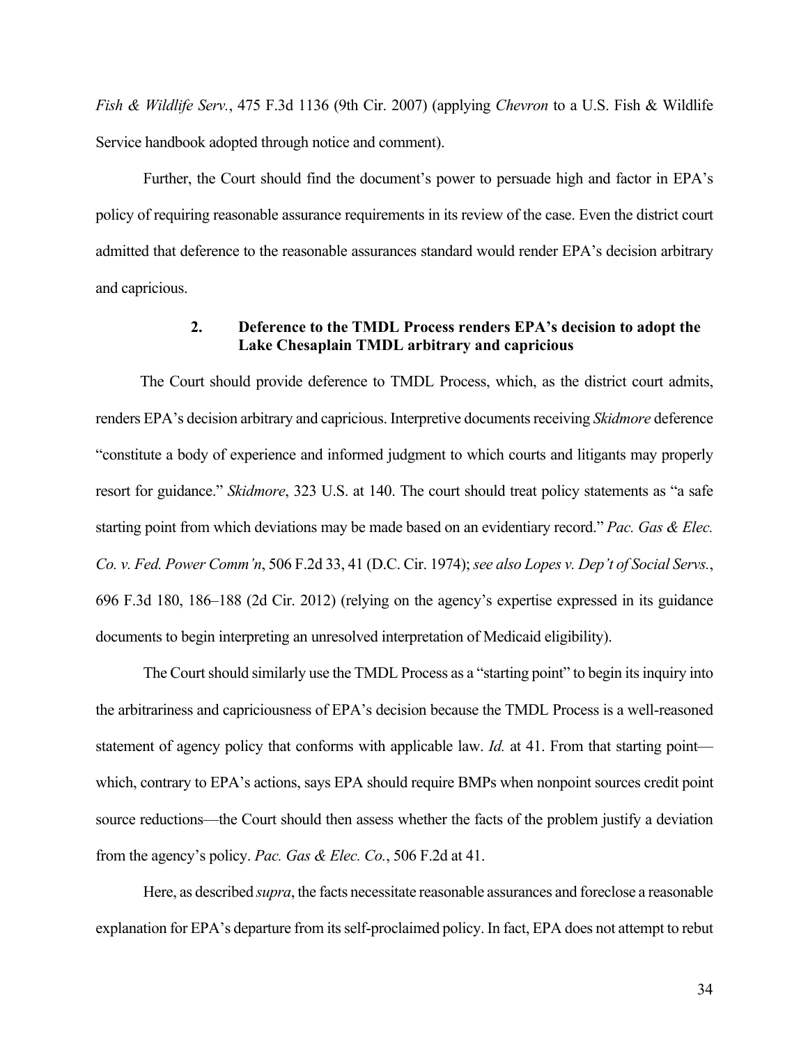*Fish & Wildlife Serv.*, 475 F.3d 1136 (9th Cir. 2007) (applying *Chevron* to a U.S. Fish & Wildlife Service handbook adopted through notice and comment).

Further, the Court should find the document's power to persuade high and factor in EPA's policy of requiring reasonable assurance requirements in its review of the case. Even the district court admitted that deference to the reasonable assurances standard would render EPA's decision arbitrary and capricious.

#### 2. Deference to the TMDL Process renders EPA's decision to adopt the Lake Chesaplain TMDL arbitrary and capricious

The Court should provide deference to TMDL Process, which, as the district court admits, renders EPA's decision arbitrary and capricious. Interpretive documents receiving *Skidmore* deference "constitute a body of experience and informed judgment to which courts and litigants may properly resort for guidance." *Skidmore*, 323 U.S. at 140. The court should treat policy statements as "a safe starting point from which deviations may be made based on an evidentiary record." *Pac. Gas & Elec. Co. v. Fed. Power Comm'n*, 506 F.2d 33, 41 (D.C. Cir. 1974); *see also Lopes v. Dep't of Social Servs.*, 696 F.3d 180, 186–188 (2d Cir. 2012) (relying on the agency's expertise expressed in its guidance documents to begin interpreting an unresolved interpretation of Medicaid eligibility).

The Court should similarly use the TMDL Process as a "starting point" to begin its inquiry into the arbitrariness and capriciousness of EPA's decision because the TMDL Process is a well-reasoned statement of agency policy that conforms with applicable law. *Id.* at 41. From that starting point—which, contrary to EPA's actions, says EPA should require BMPs when nonpoint sources credit point source reductions—the Court should then assess whether the facts of the problem justify a deviation from the agency's policy. *Pac. Gas & Elec. Co.*, 506 F.2d at 41.

Here, as described *supra*, the facts necessitate reasonable assurances and foreclose a reasonable explanation for EPA's departure from its self-proclaimed policy. In fact, EPA does not attempt to rebut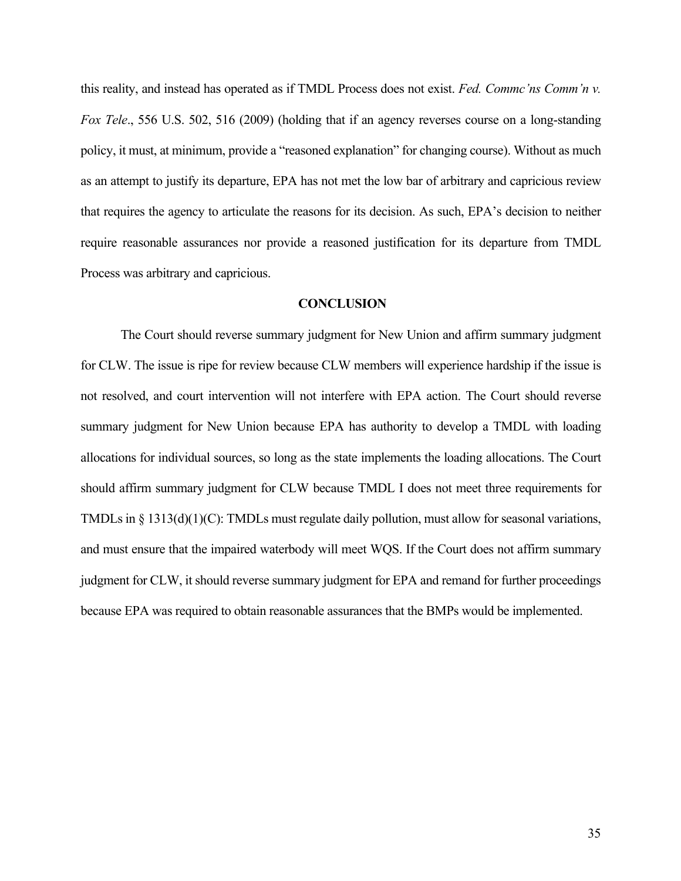this reality, and instead has operated as if TMDL Process does not exist. *Fed. Commc'ns Comm'n v. Fox Tele*., 556 U.S. 502, 516 (2009) (holding that if an agency reverses course on a long-standing policy, it must, at minimum, provide a "reasoned explanation" for changing course). Without as much as an attempt to justify its departure, EPA has not met the low bar of arbitrary and capricious review that requires the agency to articulate the reasons for its decision. As such, EPA's decision to neither require reasonable assurances nor provide a reasoned justification for its departure from TMDL Process was arbitrary and capricious.

## CONCLUSION

The Court should reverse summary judgment for New Union and affirm summary judgment for CLW. The issue is ripe for review because CLW members will experience hardship if the issue is not resolved, and court intervention will not interfere with EPA action. The Court should reverse summary judgment for New Union because EPA has authority to develop a TMDL with loading allocations for individual sources, so long as the state implements the loading allocations. The Court should affirm summary judgment for CLW because TMDL I does not meet three requirements for TMDLs in § 1313(d)(1)(C): TMDLs must regulate daily pollution, must allow for seasonal variations, and must ensure that the impaired waterbody will meet WQS. If the Court does not affirm summary judgment for CLW, it should reverse summary judgment for EPA and remand for further proceedings because EPA was required to obtain reasonable assurances that the BMPs would be implemented.